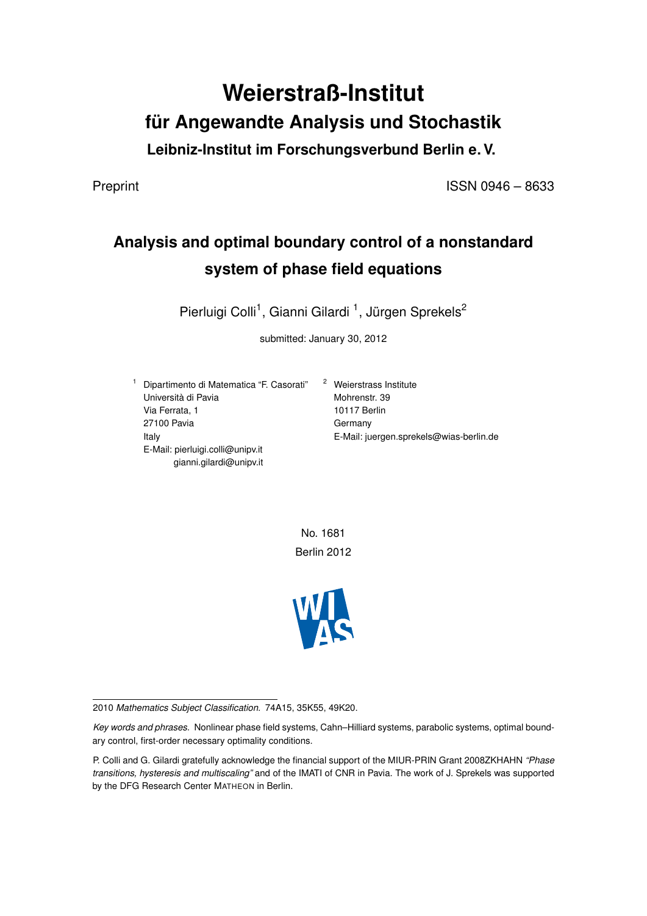# Weierstraß-Institut
## für Angewandte Analysis und Stochastik
### Leibniz-Institut im Forschungsverbund Berlin e. V.

Preprint ISSN 0946 – 8633

## Analysis and optimal boundary control of a nonstandard system of phase field equations

Pierluigi Colli[1], Gianni Gilardi [1], Jürgen Sprekels[2]

submitted: January 30, 2012

[1] Dipartimento di Matematica "F. Casorati"
Università di Pavia
Via Ferrata, 1
27100 Pavia
Italy
E-Mail: pierluigi.colli@unipv.it
gianni.gilardi@unipv.it

[2] Weierstrass Institute
Mohrenstr. 39
10117 Berlin
Germany
E-Mail: juergen.sprekels@wias-berlin.de

No. 1681
Berlin 2012

---

2010 *Mathematics Subject Classification.* 74A15, 35K55, 49K20.

*Key words and phrases.* Nonlinear phase field systems, Cahn–Hilliard systems, parabolic systems, optimal boundary control, first-order necessary optimality conditions.

P. Colli and G. Gilardi gratefully acknowledge the financial support of the MIUR-PRIN Grant 2008ZKHAHN *"Phase transitions, hysteresis and multiscaling"* and of the IMATI of CNR in Pavia. The work of J. Sprekels was supported by the DFG Research Center MATHEON in Berlin.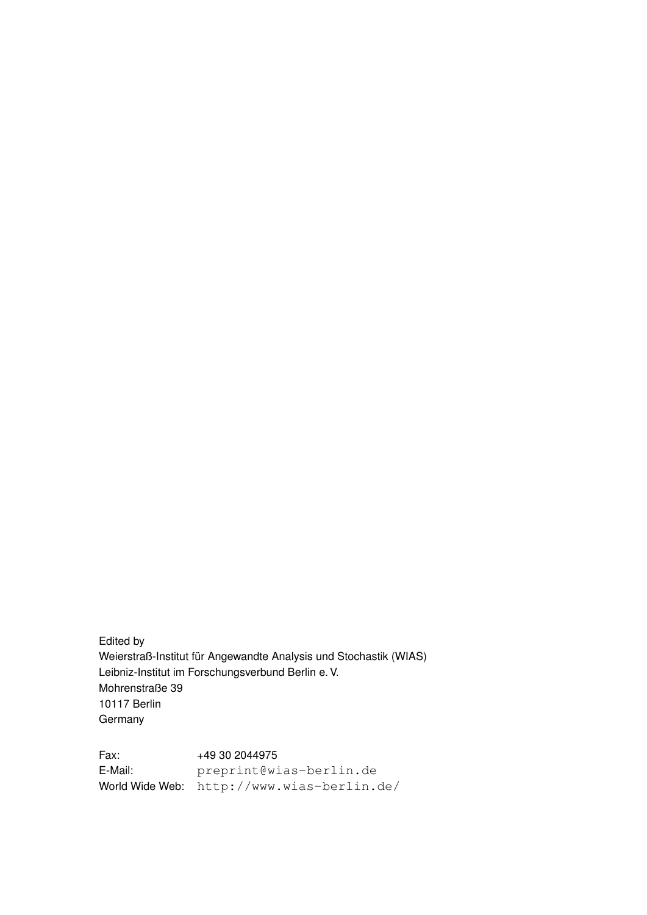Edited by
Weierstraß-Institut für Angewandte Analysis und Stochastik (WIAS)
Leibniz-Institut im Forschungsverbund Berlin e. V.
Mohrenstraße 39
10117 Berlin
Germany

Fax: +49 30 2044975
E-Mail: preprint@wias-berlin.de
World Wide Web: http://www.wias-berlin.de/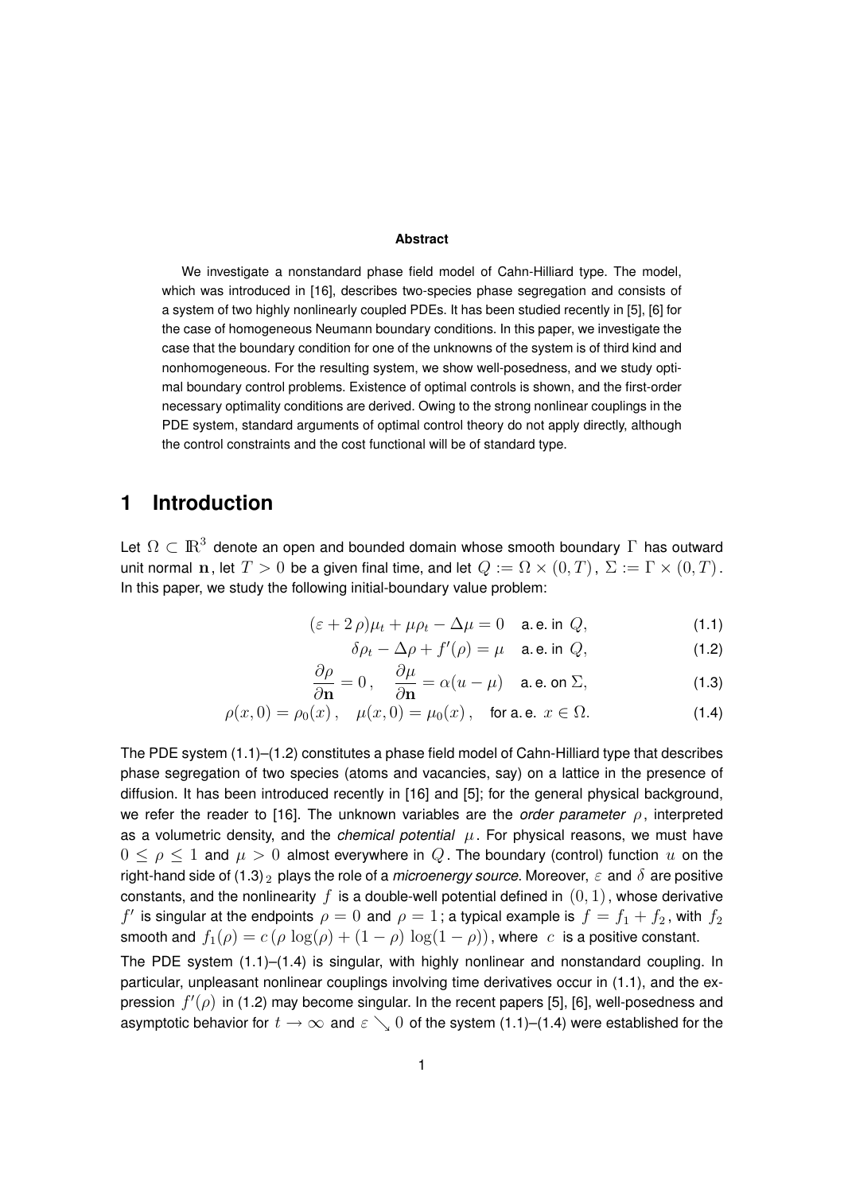**Abstract**

We investigate a nonstandard phase field model of Cahn-Hilliard type. The model, which was introduced in [16], describes two-species phase segregation and consists of a system of two highly nonlinearly coupled PDEs. It has been studied recently in [5], [6] for the case of homogeneous Neumann boundary conditions. In this paper, we investigate the case that the boundary condition for one of the unknowns of the system is of third kind and nonhomogeneous. For the resulting system, we show well-posedness, and we study optimal boundary control problems. Existence of optimal controls is shown, and the first-order necessary optimality conditions are derived. Owing to the strong nonlinear couplings in the PDE system, standard arguments of optimal control theory do not apply directly, although the control constraints and the cost functional will be of standard type.

# 1 Introduction

Let $\Omega \subset \mathbb{R}^3$ denote an open and bounded domain whose smooth boundary $\Gamma$ has outward unit normal $\mathbf{n}$, let $T > 0$ be a given final time, and let $Q := \Omega \times (0,T)$, $\Sigma := \Gamma \times (0,T)$. In this paper, we study the following initial-boundary value problem:

$$(\varepsilon + 2\,\rho)\mu_t + \mu\rho_t - \Delta\mu = 0 \quad \text{a. e. in } Q, \tag{1.1}$$

$$\delta\rho_t - \Delta\rho + f'(\rho) = \mu \quad \text{a. e. in } Q, \tag{1.2}$$

$$\frac{\partial\rho}{\partial\mathbf{n}} = 0\,, \quad \frac{\partial\mu}{\partial\mathbf{n}} = \alpha(u - \mu) \quad \text{a. e. on } \Sigma, \tag{1.3}$$

$$\rho(x,0) = \rho_0(x)\,, \quad \mu(x,0) = \mu_0(x)\,, \quad \text{for a. e. } x \in \Omega. \tag{1.4}$$

The PDE system (1.1)–(1.2) constitutes a phase field model of Cahn-Hilliard type that describes phase segregation of two species (atoms and vacancies, say) on a lattice in the presence of diffusion. It has been introduced recently in [16] and [5]; for the general physical background, we refer the reader to [16]. The unknown variables are the *order parameter* $\rho$, interpreted as a volumetric density, and the *chemical potential* $\mu$. For physical reasons, we must have $0 \le \rho \le 1$ and $\mu > 0$ almost everywhere in $Q$. The boundary (control) function $u$ on the right-hand side of (1.3)$_2$ plays the role of a *microenergy source*. Moreover, $\varepsilon$ and $\delta$ are positive constants, and the nonlinearity $f$ is a double-well potential defined in $(0,1)$, whose derivative $f'$ is singular at the endpoints $\rho = 0$ and $\rho = 1$; a typical example is $f = f_1 + f_2$, with $f_2$ smooth and $f_1(\rho) = c\,(\rho\,\log(\rho) + (1-\rho)\,\log(1-\rho))$, where $c$ is a positive constant.

The PDE system (1.1)–(1.4) is singular, with highly nonlinear and nonstandard coupling. In particular, unpleasant nonlinear couplings involving time derivatives occur in (1.1), and the expression $f'(\rho)$ in (1.2) may become singular. In the recent papers [5], [6], well-posedness and asymptotic behavior for $t \to \infty$ and $\varepsilon \searrow 0$ of the system (1.1)–(1.4) were established for the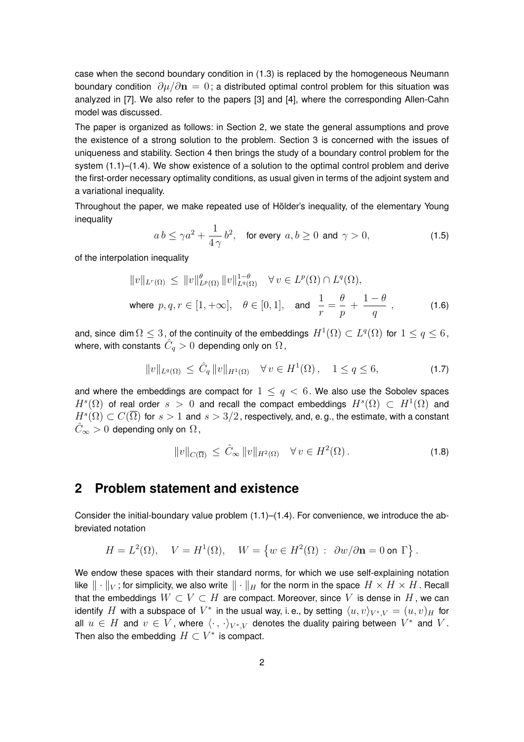case when the second boundary condition in (1.3) is replaced by the homogeneous Neumann boundary condition $\partial\mu/\partial\mathbf{n} = 0$; a distributed optimal control problem for this situation was analyzed in [7]. We also refer to the papers [3] and [4], where the corresponding Allen-Cahn model was discussed.

The paper is organized as follows: in Section 2, we state the general assumptions and prove the existence of a strong solution to the problem. Section 3 is concerned with the issues of uniqueness and stability. Section 4 then brings the study of a boundary control problem for the system (1.1)–(1.4). We show existence of a solution to the optimal control problem and derive the first-order necessary optimality conditions, as usual given in terms of the adjoint system and a variational inequality.

Throughout the paper, we make repeated use of Hölder's inequality, of the elementary Young inequality

$$a\,b \le \gamma a^2 + \frac{1}{4\,\gamma}\,b^2, \quad \text{for every } a,b \ge 0 \text{ and } \gamma > 0, \tag{1.5}$$

of the interpolation inequality

$$\|v\|_{L^r(\Omega)} \le \|v\|_{L^p(\Omega)}^{\theta}\,\|v\|_{L^q(\Omega)}^{1-\theta} \quad \forall\, v \in L^p(\Omega)\cap L^q(\Omega),$$
$$\text{where } p,q,r \in [1,+\infty], \quad \theta \in [0,1], \quad \text{and} \quad \frac{1}{r} = \frac{\theta}{p} + \frac{1-\theta}{q}\,, \tag{1.6}$$

and, since $\dim\Omega \le 3$, of the continuity of the embeddings $H^1(\Omega) \subset L^q(\Omega)$ for $1 \le q \le 6$, where, with constants $\hat{C}_q > 0$ depending only on $\Omega$,

$$\|v\|_{L^q(\Omega)} \le \hat{C}_q\,\|v\|_{H^1(\Omega)} \quad \forall\, v \in H^1(\Omega)\,, \quad 1 \le q \le 6, \tag{1.7}$$

and where the embeddings are compact for $1 \le q < 6$. We also use the Sobolev spaces $H^s(\Omega)$ of real order $s > 0$ and recall the compact embeddings $H^s(\Omega) \subset H^1(\Omega)$ and $H^s(\Omega) \subset C(\overline{\Omega})$ for $s > 1$ and $s > 3/2$, respectively, and, e. g., the estimate, with a constant $\hat{C}_\infty > 0$ depending only on $\Omega$,

$$\|v\|_{C(\overline{\Omega})} \le \hat{C}_\infty\,\|v\|_{H^2(\Omega)} \quad \forall\, v \in H^2(\Omega)\,. \tag{1.8}$$

## 2 Problem statement and existence

Consider the initial-boundary value problem (1.1)–(1.4). For convenience, we introduce the abbreviated notation

$$H = L^2(\Omega), \quad V = H^1(\Omega), \quad W = \left\{ w \in H^2(\Omega)\,:\, \partial w/\partial\mathbf{n} = 0 \text{ on } \Gamma \right\}.$$

We endow these spaces with their standard norms, for which we use self-explaining notation like $\|\cdot\|_V$; for simplicity, we also write $\|\cdot\|_H$ for the norm in the space $H \times H \times H$. Recall that the embeddings $W \subset V \subset H$ are compact. Moreover, since $V$ is dense in $H$, we can identify $H$ with a subspace of $V^*$ in the usual way, i. e., by setting $\langle u, v\rangle_{V^*,V} = (u,v)_H$ for all $u \in H$ and $v \in V$, where $\langle\cdot\,,\,\cdot\rangle_{V^*,V}$ denotes the duality pairing between $V^*$ and $V$. Then also the embedding $H \subset V^*$ is compact.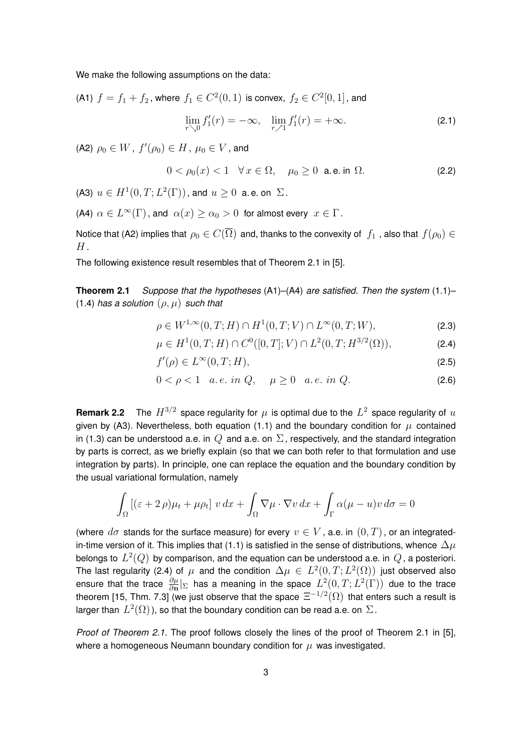We make the following assumptions on the data:

(A1) $f = f_1 + f_2$, where $f_1 \in C^2(0,1)$ is convex, $f_2 \in C^2[0,1]$, and

$$\lim_{r \searrow 0} f_1'(r) = -\infty, \quad \lim_{r \nearrow 1} f_1'(r) = +\infty. \tag{2.1}$$

(A2) $\rho_0 \in W$, $f'(\rho_0) \in H$, $\mu_0 \in V$, and

$$0 < \rho_0(x) < 1 \quad \forall\, x \in \Omega, \quad \mu_0 \geq 0 \text{ a. e. in } \Omega. \tag{2.2}$$

(A3) $u \in H^1(0,T; L^2(\Gamma))$, and $u \geq 0$ a. e. on $\Sigma$.

(A4) $\alpha \in L^\infty(\Gamma)$, and $\alpha(x) \geq \alpha_0 > 0$ for almost every $x \in \Gamma$.

Notice that (A2) implies that $\rho_0 \in C(\overline{\Omega})$ and, thanks to the convexity of $f_1$, also that $f(\rho_0) \in H$.

The following existence result resembles that of Theorem 2.1 in [5].

**Theorem 2.1** *Suppose that the hypotheses* (A1)–(A4) *are satisfied. Then the system* (1.1)–(1.4) *has a solution* $(\rho, \mu)$ *such that*

$$\rho \in W^{1,\infty}(0,T;H) \cap H^1(0,T;V) \cap L^\infty(0,T;W), \tag{2.3}$$

$$\mu \in H^1(0,T;H) \cap C^0([0,T];V) \cap L^2(0,T;H^{3/2}(\Omega)), \tag{2.4}$$

$$f'(\rho) \in L^\infty(0,T;H), \tag{2.5}$$

$$0 < \rho < 1 \quad a.e.\ in\ Q, \quad \mu \geq 0 \quad a.e.\ in\ Q. \tag{2.6}$$

**Remark 2.2** The $H^{3/2}$ space regularity for $\mu$ is optimal due to the $L^2$ space regularity of $u$ given by (A3). Nevertheless, both equation (1.1) and the boundary condition for $\mu$ contained in (1.3) can be understood a.e. in $Q$ and a.e. on $\Sigma$, respectively, and the standard integration by parts is correct, as we briefly explain (so that we can both refer to that formulation and use integration by parts). In principle, one can replace the equation and the boundary condition by the usual variational formulation, namely

$$\int_\Omega [(\varepsilon + 2\,\rho)\mu_t + \mu\rho_t]\ v\, dx + \int_\Omega \nabla\mu \cdot \nabla v\, dx + \int_\Gamma \alpha(\mu - u)v\, d\sigma = 0$$

(where $d\sigma$ stands for the surface measure) for every $v \in V$, a.e. in $(0,T)$, or an integrated-in-time version of it. This implies that (1.1) is satisfied in the sense of distributions, whence $\Delta\mu$ belongs to $L^2(Q)$ by comparison, and the equation can be understood a.e. in $Q$, a posteriori. The last regularity (2.4) of $\mu$ and the condition $\Delta\mu \in L^2(0,T;L^2(\Omega))$ just observed also ensure that the trace $\frac{\partial\mu}{\partial\mathbf{n}}|_\Sigma$ has a meaning in the space $L^2(0,T;L^2(\Gamma))$ due to the trace theorem [15, Thm. 7.3] (we just observe that the space $\Xi^{-1/2}(\Omega)$ that enters such a result is larger than $L^2(\Omega)$), so that the boundary condition can be read a.e. on $\Sigma$.

*Proof of Theorem 2.1.* The proof follows closely the lines of the proof of Theorem 2.1 in [5], where a homogeneous Neumann boundary condition for $\mu$ was investigated.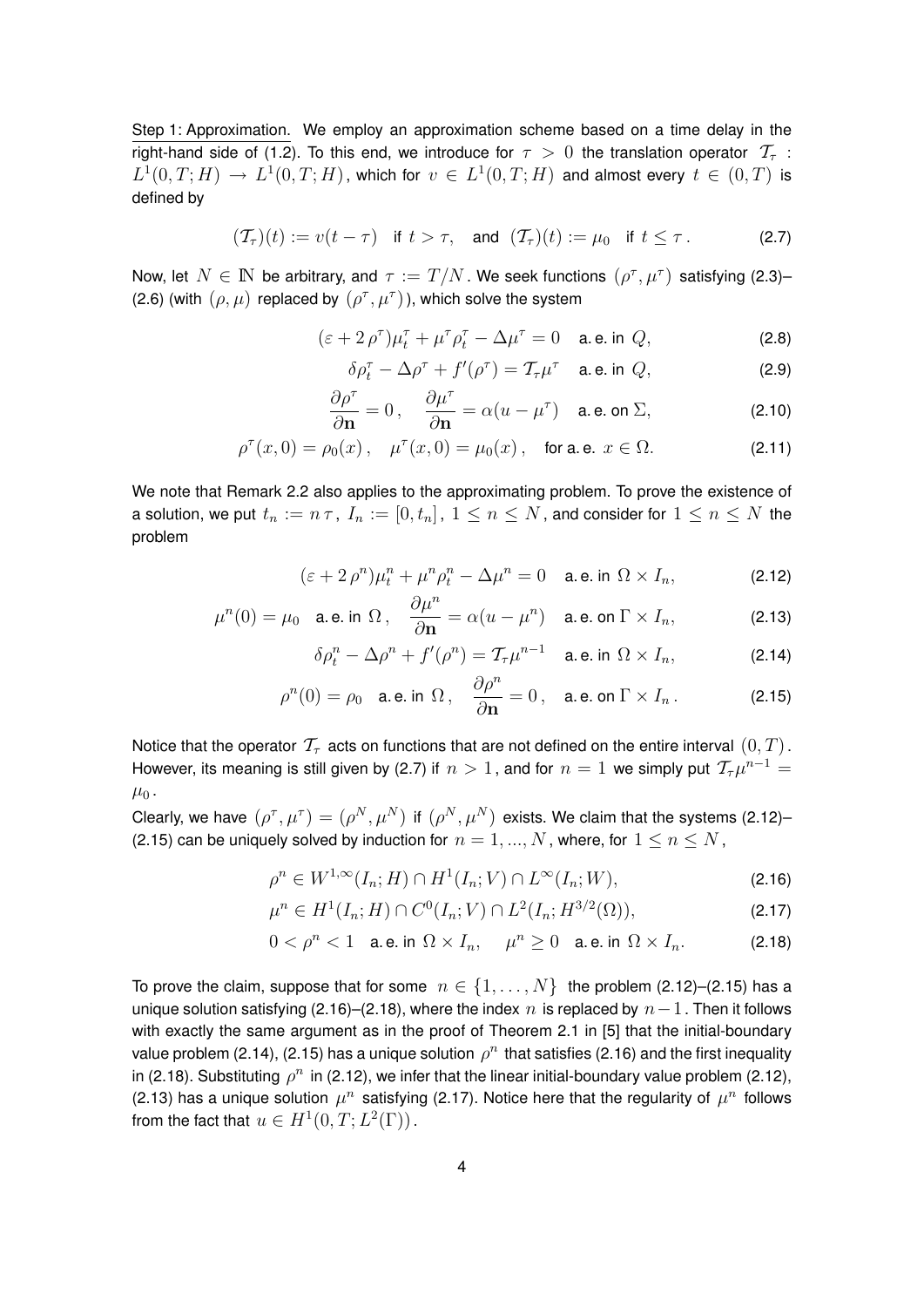Step 1: Approximation. We employ an approximation scheme based on a time delay in the right-hand side of (1.2). To this end, we introduce for $\tau > 0$ the translation operator $\mathcal{T}_\tau : L^1(0,T;H) \to L^1(0,T;H)$, which for $v \in L^1(0,T;H)$ and almost every $t \in (0,T)$ is defined by

$$(\mathcal{T}_\tau)(t) := v(t-\tau) \quad \text{if } t > \tau, \quad \text{and } (\mathcal{T}_\tau)(t) := \mu_0 \quad \text{if } t \le \tau\,. \tag{2.7}$$

Now, let $N \in \mathbb{N}$ be arbitrary, and $\tau := T/N$. We seek functions $(\rho^\tau, \mu^\tau)$ satisfying (2.3)–(2.6) (with $(\rho, \mu)$ replaced by $(\rho^\tau, \mu^\tau)$), which solve the system

$$(\varepsilon + 2\,\rho^\tau)\mu^\tau_t + \mu^\tau \rho^\tau_t - \Delta\mu^\tau = 0 \quad \text{a. e. in } Q, \tag{2.8}$$

$$\delta\rho^\tau_t - \Delta\rho^\tau + f'(\rho^\tau) = \mathcal{T}_\tau\mu^\tau \quad \text{a. e. in } Q, \tag{2.9}$$

$$\frac{\partial\rho^\tau}{\partial\mathbf{n}} = 0\,, \quad \frac{\partial\mu^\tau}{\partial\mathbf{n}} = \alpha(u - \mu^\tau) \quad \text{a. e. on } \Sigma, \tag{2.10}$$

$$\rho^\tau(x,0) = \rho_0(x)\,, \quad \mu^\tau(x,0) = \mu_0(x)\,, \quad \text{for a. e. } x \in \Omega. \tag{2.11}$$

We note that Remark 2.2 also applies to the approximating problem. To prove the existence of a solution, we put $t_n := n\,\tau$, $I_n := [0, t_n]$, $1 \le n \le N$, and consider for $1 \le n \le N$ the problem

$$(\varepsilon + 2\,\rho^n)\mu^n_t + \mu^n\rho^n_t - \Delta\mu^n = 0 \quad \text{a. e. in } \Omega \times I_n, \tag{2.12}$$

$$\mu^n(0) = \mu_0 \quad \text{a. e. in } \Omega\,, \quad \frac{\partial\mu^n}{\partial\mathbf{n}} = \alpha(u - \mu^n) \quad \text{a. e. on } \Gamma \times I_n, \tag{2.13}$$

$$\delta\rho^n_t - \Delta\rho^n + f'(\rho^n) = \mathcal{T}_\tau\mu^{n-1} \quad \text{a. e. in } \Omega \times I_n, \tag{2.14}$$

$$\rho^n(0) = \rho_0 \quad \text{a. e. in } \Omega\,, \quad \frac{\partial\rho^n}{\partial\mathbf{n}} = 0\,, \quad \text{a. e. on } \Gamma \times I_n\,. \tag{2.15}$$

Notice that the operator $\mathcal{T}_\tau$ acts on functions that are not defined on the entire interval $(0,T)$. However, its meaning is still given by (2.7) if $n > 1$, and for $n = 1$ we simply put $\mathcal{T}_\tau\mu^{n-1} = \mu_0$.

Clearly, we have $(\rho^\tau, \mu^\tau) = (\rho^N, \mu^N)$ if $(\rho^N, \mu^N)$ exists. We claim that the systems (2.12)–(2.15) can be uniquely solved by induction for $n = 1, ..., N$, where, for $1 \le n \le N$,

$$\rho^n \in W^{1,\infty}(I_n; H) \cap H^1(I_n; V) \cap L^\infty(I_n; W), \tag{2.16}$$

$$\mu^n \in H^1(I_n; H) \cap C^0(I_n; V) \cap L^2(I_n; H^{3/2}(\Omega)), \tag{2.17}$$

$$0 < \rho^n < 1 \quad \text{a. e. in } \Omega \times I_n, \qquad \mu^n \ge 0 \quad \text{a. e. in } \Omega \times I_n. \tag{2.18}$$

To prove the claim, suppose that for some $n \in \{1, \ldots, N\}$ the problem (2.12)–(2.15) has a unique solution satisfying (2.16)–(2.18), where the index $n$ is replaced by $n-1$. Then it follows with exactly the same argument as in the proof of Theorem 2.1 in [5] that the initial-boundary value problem (2.14), (2.15) has a unique solution $\rho^n$ that satisfies (2.16) and the first inequality in (2.18). Substituting $\rho^n$ in (2.12), we infer that the linear initial-boundary value problem (2.12), (2.13) has a unique solution $\mu^n$ satisfying (2.17). Notice here that the regularity of $\mu^n$ follows from the fact that $u \in H^1(0,T; L^2(\Gamma))$.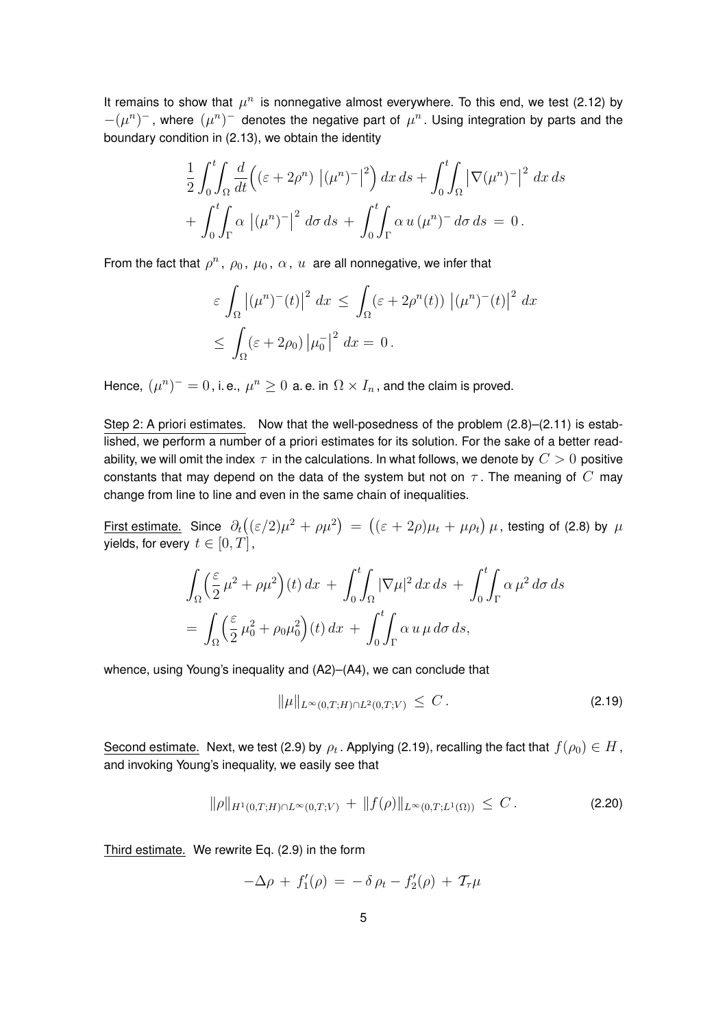It remains to show that $\mu^n$ is nonnegative almost everywhere. To this end, we test (2.12) by $-(\mu^n)^-$, where $(\mu^n)^-$ denotes the negative part of $\mu^n$. Using integration by parts and the boundary condition in (2.13), we obtain the identity

$$
\frac{1}{2}\int_0^t\!\!\int_\Omega \frac{d}{dt}\Big((\varepsilon+2\rho^n)\,\big|(\mu^n)^-\big|^2\Big)\,dx\,ds + \int_0^t\!\!\int_\Omega \big|\nabla(\mu^n)^-\big|^2\,dx\,ds
$$
$$
+\int_0^t\!\!\int_\Gamma \alpha\,\big|(\mu^n)^-\big|^2\,d\sigma\,ds \,+\, \int_0^t\!\!\int_\Gamma \alpha\,u\,(\mu^n)^-\,d\sigma\,ds \,=\, 0\,.
$$

From the fact that $\rho^n$, $\rho_0$, $\mu_0$, $\alpha$, $u$ are all nonnegative, we infer that

$$
\varepsilon\int_\Omega \big|(\mu^n)^-(t)\big|^2\,dx \,\le\, \int_\Omega (\varepsilon+2\rho^n(t))\,\big|(\mu^n)^-(t)\big|^2\,dx
$$
$$
\le\, \int_\Omega (\varepsilon+2\rho_0)\,\big|\mu_0^-\big|^2\,dx \,=\, 0\,.
$$

Hence, $(\mu^n)^- = 0$, i. e., $\mu^n \ge 0$ a. e. in $\Omega\times I_n$, and the claim is proved.

<u>Step 2: A priori estimates.</u> Now that the well-posedness of the problem (2.8)–(2.11) is established, we perform a number of a priori estimates for its solution. For the sake of a better readability, we will omit the index $\tau$ in the calculations. In what follows, we denote by $C>0$ positive constants that may depend on the data of the system but not on $\tau$. The meaning of $C$ may change from line to line and even in the same chain of inequalities.

<u>First estimate.</u> Since $\partial_t\big((\varepsilon/2)\mu^2+\rho\mu^2\big) \,=\, \big((\varepsilon+2\rho)\mu_t+\mu\rho_t\big)\,\mu$, testing of (2.8) by $\mu$ yields, for every $t\in[0,T]$,

$$
\int_\Omega \Big(\frac{\varepsilon}{2}\,\mu^2+\rho\mu^2\Big)(t)\,dx \,+\, \int_0^t\!\!\int_\Omega |\nabla\mu|^2\,dx\,ds \,+\, \int_0^t\!\!\int_\Gamma \alpha\,\mu^2\,d\sigma\,ds
$$
$$
=\, \int_\Omega \Big(\frac{\varepsilon}{2}\,\mu_0^2+\rho_0\mu_0^2\Big)(t)\,dx \,+\, \int_0^t\!\!\int_\Gamma \alpha\,u\,\mu\,d\sigma\,ds,
$$

whence, using Young's inequality and (A2)–(A4), we can conclude that

$$
\|\mu\|_{L^\infty(0,T;H)\cap L^2(0,T;V)} \,\le\, C\,. \tag{2.19}
$$

<u>Second estimate.</u> Next, we test (2.9) by $\rho_t$. Applying (2.19), recalling the fact that $f(\rho_0)\in H$, and invoking Young's inequality, we easily see that

$$
\|\rho\|_{H^1(0,T;H)\cap L^\infty(0,T;V)} \,+\, \|f(\rho)\|_{L^\infty(0,T;L^1(\Omega))} \,\le\, C\,. \tag{2.20}
$$

<u>Third estimate.</u> We rewrite Eq. (2.9) in the form

$$
-\Delta\rho \,+\, f_1'(\rho) \,=\, -\,\delta\,\rho_t - f_2'(\rho) \,+\, \mathcal{T}_\tau\mu
$$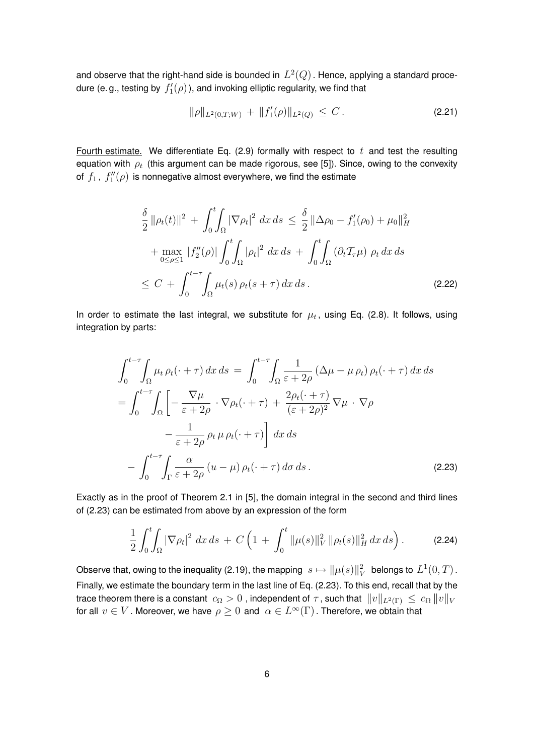and observe that the right-hand side is bounded in $L^2(Q)$. Hence, applying a standard procedure (e. g., testing by $f_1'(\rho)$), and invoking elliptic regularity, we find that

$$\|\rho\|_{L^2(0,T;W)} + \|f_1'(\rho)\|_{L^2(Q)} \le C\,. \tag{2.21}$$

Fourth estimate. We differentiate Eq. (2.9) formally with respect to $t$ and test the resulting equation with $\rho_t$ (this argument can be made rigorous, see [5]). Since, owing to the convexity of $f_1$, $f_1''(\rho)$ is nonnegative almost everywhere, we find the estimate

$$\begin{aligned}
&\frac{\delta}{2}\,\|\rho_t(t)\|^2 + \int_0^t\!\!\int_\Omega |\nabla\rho_t|^2\,dx\,ds \le \frac{\delta}{2}\,\|\Delta\rho_0 - f_1'(\rho_0) + \mu_0\|_H^2 \\
&\quad + \max_{0\le\rho\le 1}|f_2''(\rho)|\int_0^t\!\!\int_\Omega |\rho_t|^2\,dx\,ds + \int_0^t\!\!\int_\Omega (\partial_t\mathcal{T}_\tau\mu)\,\rho_t\,dx\,ds \\
&\le C + \int_0^{t-\tau}\!\!\int_\Omega \mu_t(s)\,\rho_t(s+\tau)\,dx\,ds\,.
\end{aligned} \tag{2.22}$$

In order to estimate the last integral, we substitute for $\mu_t$, using Eq. (2.8). It follows, using integration by parts:

$$\begin{aligned}
&\int_0^{t-\tau}\!\!\int_\Omega \mu_t\,\rho_t(\cdot+\tau)\,dx\,ds = \int_0^{t-\tau}\!\!\int_\Omega \frac{1}{\varepsilon+2\rho}\left(\Delta\mu - \mu\,\rho_t\right)\rho_t(\cdot+\tau)\,dx\,ds \\
&= \int_0^{t-\tau}\!\!\int_\Omega \bigg[-\frac{\nabla\mu}{\varepsilon+2\rho}\cdot\nabla\rho_t(\cdot+\tau) + \frac{2\rho_t(\cdot+\tau)}{(\varepsilon+2\rho)^2}\,\nabla\mu\cdot\nabla\rho \\
&\qquad\qquad - \frac{1}{\varepsilon+2\rho}\,\rho_t\,\mu\,\rho_t(\cdot+\tau)\bigg]\,dx\,ds \\
&\quad - \int_0^{t-\tau}\!\!\int_\Gamma \frac{\alpha}{\varepsilon+2\rho}\,(u-\mu)\,\rho_t(\cdot+\tau)\,d\sigma\,ds\,.
\end{aligned} \tag{2.23}$$

Exactly as in the proof of Theorem 2.1 in [5], the domain integral in the second and third lines of (2.23) can be estimated from above by an expression of the form

$$\frac{1}{2}\int_0^t\!\!\int_\Omega |\nabla\rho_t|^2\,dx\,ds + C\left(1 + \int_0^t \|\mu(s)\|_V^2\,\|\rho_t(s)\|_H^2\,dx\,ds\right). \tag{2.24}$$

Observe that, owing to the inequality (2.19), the mapping $s \mapsto \|\mu(s)\|_V^2$ belongs to $L^1(0,T)$. Finally, we estimate the boundary term in the last line of Eq. (2.23). To this end, recall that by the trace theorem there is a constant $c_\Omega > 0$, independent of $\tau$, such that $\|v\|_{L^2(\Gamma)} \le c_\Omega\,\|v\|_V$ for all $v \in V$. Moreover, we have $\rho \ge 0$ and $\alpha \in L^\infty(\Gamma)$. Therefore, we obtain that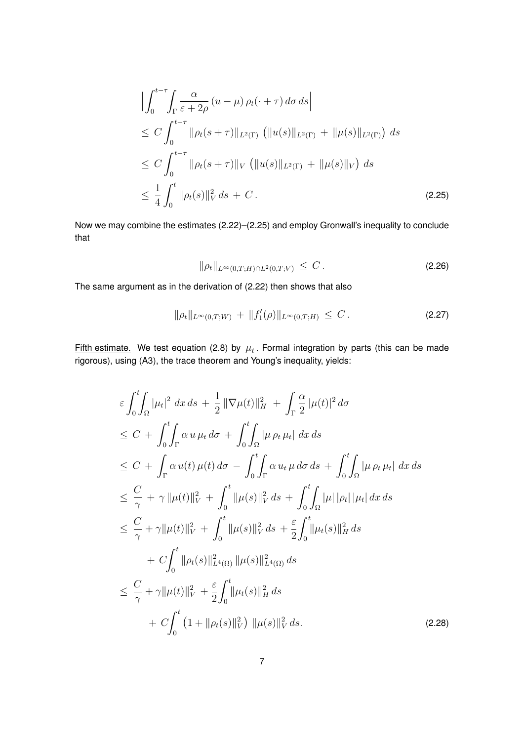$$
\begin{aligned}
&\Big|\int_0^{t-\tau}\!\!\int_\Gamma \frac{\alpha}{\varepsilon+2\rho}\,(u-\mu)\,\rho_t(\cdot+\tau)\,d\sigma\,ds\Big| \\
&\le\, C\int_0^{t-\tau} \|\rho_t(s+\tau)\|_{L^2(\Gamma)}\,\big(\|u(s)\|_{L^2(\Gamma)}\,+\,\|\mu(s)\|_{L^2(\Gamma)}\big)\,ds \\
&\le\, C\int_0^{t-\tau} \|\rho_t(s+\tau)\|_{V}\,\big(\|u(s)\|_{L^2(\Gamma)}\,+\,\|\mu(s)\|_{V}\big)\,ds \\
&\le\, \frac{1}{4}\int_0^t \|\rho_t(s)\|_V^2\,ds\,+\,C\,.
\end{aligned}
\tag{2.25}
$$

Now we may combine the estimates (2.22)–(2.25) and employ Gronwall's inequality to conclude that

$$
\|\rho_t\|_{L^\infty(0,T;H)\cap L^2(0,T;V)}\,\le\,C\,. \tag{2.26}
$$

The same argument as in the derivation of (2.22) then shows that also

$$
\|\rho_t\|_{L^\infty(0,T;W)}\,+\,\|f_1'(\rho)\|_{L^\infty(0,T;H)}\,\le\,C\,. \tag{2.27}
$$

Fifth estimate. We test equation (2.8) by $\mu_t$. Formal integration by parts (this can be made rigorous), using (A3), the trace theorem and Young's inequality, yields:

$$
\begin{aligned}
&\varepsilon\int_0^t\!\!\int_\Omega |\mu_t|^2\,dx\,ds\,+\,\frac{1}{2}\,\|\nabla\mu(t)\|_H^2\,+\,\int_\Gamma \frac{\alpha}{2}\,|\mu(t)|^2\,d\sigma \\
&\le\, C\,+\,\int_0^t\!\!\int_\Gamma \alpha\,u\,\mu_t\,d\sigma\,+\,\int_0^t\!\!\int_\Omega |\mu\,\rho_t\,\mu_t|\,dx\,ds \\
&\le\, C\,+\,\int_\Gamma \alpha\,u(t)\,\mu(t)\,d\sigma\,-\,\int_0^t\!\!\int_\Gamma \alpha\,u_t\,\mu\,d\sigma\,ds\,+\,\int_0^t\!\!\int_\Omega |\mu\,\rho_t\,\mu_t|\,dx\,ds \\
&\le\, \frac{C}{\gamma}\,+\,\gamma\,\|\mu(t)\|_V^2\,+\,\int_0^t \|\mu(s)\|_V^2\,ds\,+\,\int_0^t\!\!\int_\Omega |\mu|\,|\rho_t|\,|\mu_t|\,dx\,ds \\
&\le\, \frac{C}{\gamma}+\gamma\|\mu(t)\|_V^2\,+\,\int_0^t \|\mu(s)\|_V^2\,ds\,+\frac{\varepsilon}{2}\int_0^t\|\mu_t(s)\|_H^2\,ds \\
&\qquad +\,C\int_0^t \|\rho_t(s)\|_{L^4(\Omega)}^2\,\|\mu(s)\|_{L^4(\Omega)}^2\,ds \\
&\le\, \frac{C}{\gamma}+\gamma\|\mu(t)\|_V^2\,+\frac{\varepsilon}{2}\int_0^t\|\mu_t(s)\|_H^2\,ds \\
&\qquad +\,C\int_0^t \big(1+\|\rho_t(s)\|_V^2\big)\,\|\mu(s)\|_V^2\,ds.
\end{aligned}
\tag{2.28}
$$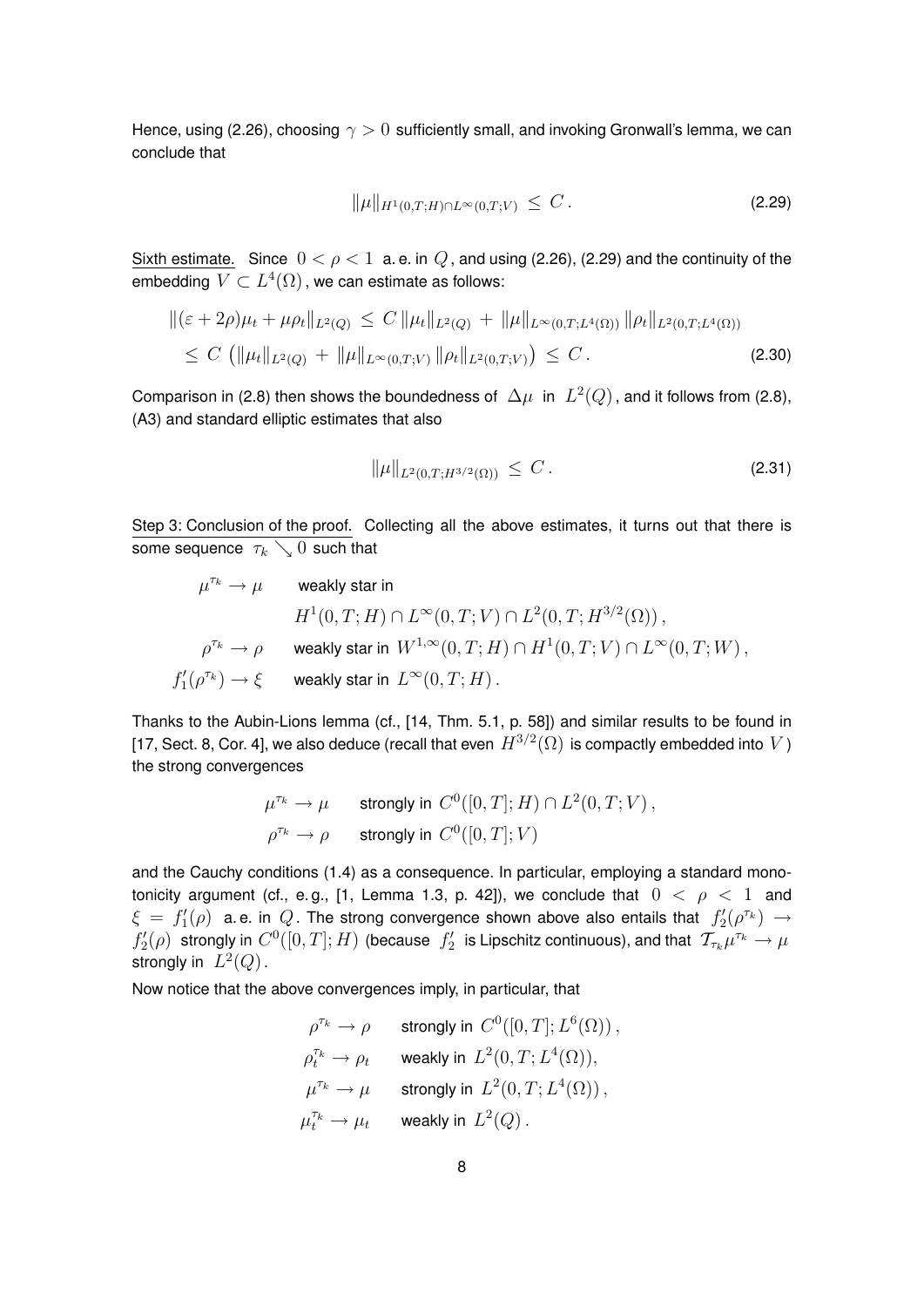Hence, using (2.26), choosing $\gamma > 0$ sufficiently small, and invoking Gronwall's lemma, we can conclude that

$$\|\mu\|_{H^1(0,T;H)\cap L^\infty(0,T;V)} \leq C\,. \tag{2.29}$$

Sixth estimate. Since $0 < \rho < 1$ a. e. in $Q$, and using (2.26), (2.29) and the continuity of the embedding $V \subset L^4(\Omega)$, we can estimate as follows:

$$\begin{aligned}
\|(\varepsilon + 2\rho)\mu_t + \mu\rho_t\|_{L^2(Q)} &\leq C\,\|\mu_t\|_{L^2(Q)} + \|\mu\|_{L^\infty(0,T;L^4(\Omega))}\,\|\rho_t\|_{L^2(0,T;L^4(\Omega))} \\
&\leq C\,\left(\|\mu_t\|_{L^2(Q)} + \|\mu\|_{L^\infty(0,T;V)}\,\|\rho_t\|_{L^2(0,T;V)}\right) \leq C\,.
\end{aligned} \tag{2.30}$$

Comparison in (2.8) then shows the boundedness of $\Delta\mu$ in $L^2(Q)$, and it follows from (2.8), (A3) and standard elliptic estimates that also

$$\|\mu\|_{L^2(0,T;H^{3/2}(\Omega))} \leq C\,. \tag{2.31}$$

Step 3: Conclusion of the proof. Collecting all the above estimates, it turns out that there is some sequence $\tau_k \searrow 0$ such that

$$\begin{aligned}
\mu^{\tau_k} \to \mu \qquad & \text{weakly star in} \\
& H^1(0,T;H) \cap L^\infty(0,T;V) \cap L^2(0,T;H^{3/2}(\Omega))\,, \\
\rho^{\tau_k} \to \rho \qquad & \text{weakly star in } W^{1,\infty}(0,T;H) \cap H^1(0,T;V) \cap L^\infty(0,T;W)\,, \\
f_1'(\rho^{\tau_k}) \to \xi \qquad & \text{weakly star in } L^\infty(0,T;H)\,.
\end{aligned}$$

Thanks to the Aubin-Lions lemma (cf., [14, Thm. 5.1, p. 58]) and similar results to be found in [17, Sect. 8, Cor. 4], we also deduce (recall that even $H^{3/2}(\Omega)$ is compactly embedded into $V$) the strong convergences

$$\begin{aligned}
\mu^{\tau_k} \to \mu \qquad & \text{strongly in } C^0([0,T];H) \cap L^2(0,T;V)\,, \\
\rho^{\tau_k} \to \rho \qquad & \text{strongly in } C^0([0,T];V)
\end{aligned}$$

and the Cauchy conditions (1.4) as a consequence. In particular, employing a standard monotonicity argument (cf., e. g., [1, Lemma 1.3, p. 42]), we conclude that $0 < \rho < 1$ and $\xi = f_1'(\rho)$ a. e. in $Q$. The strong convergence shown above also entails that $f_2'(\rho^{\tau_k}) \to f_2'(\rho)$ strongly in $C^0([0,T];H)$ (because $f_2'$ is Lipschitz continuous), and that $\mathcal{T}_{\tau_k}\mu^{\tau_k} \to \mu$ strongly in $L^2(Q)$.

Now notice that the above convergences imply, in particular, that

$$\begin{aligned}
\rho^{\tau_k} \to \rho \qquad & \text{strongly in } C^0([0,T];L^6(\Omega))\,, \\
\rho_t^{\tau_k} \to \rho_t \qquad & \text{weakly in } L^2(0,T;L^4(\Omega)), \\
\mu^{\tau_k} \to \mu \qquad & \text{strongly in } L^2(0,T;L^4(\Omega))\,, \\
\mu_t^{\tau_k} \to \mu_t \qquad & \text{weakly in } L^2(Q)\,.
\end{aligned}$$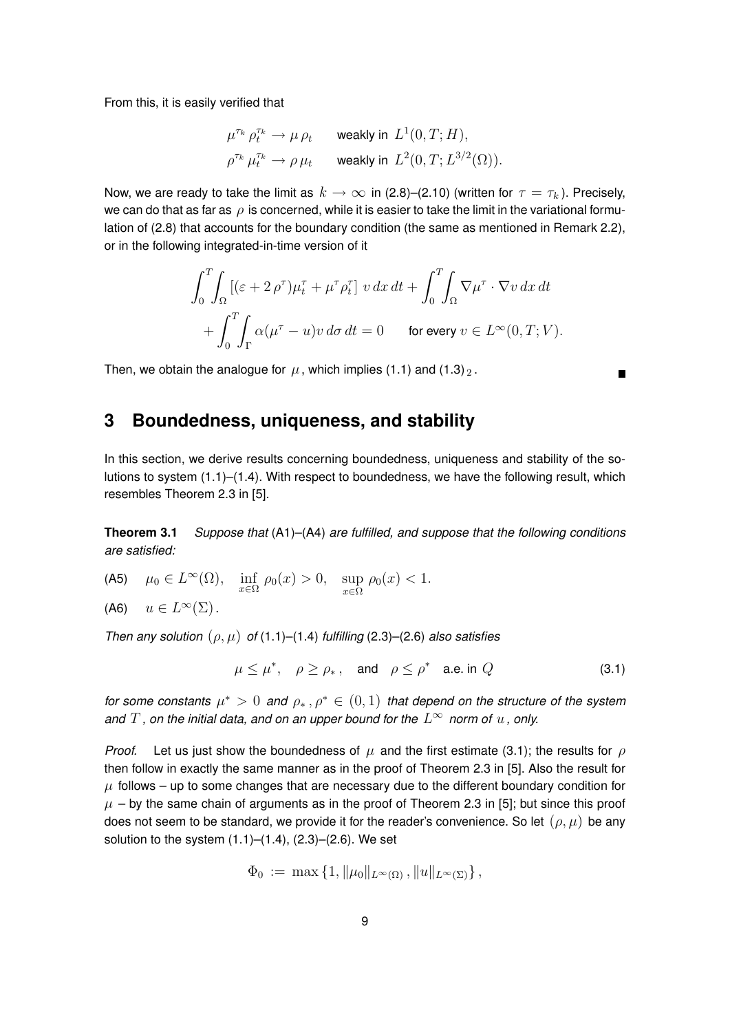From this, it is easily verified that

$$
\begin{aligned}
&\mu^{\tau_k}\,\rho_t^{\tau_k} \to \mu\,\rho_t \qquad \text{weakly in } L^1(0,T;H),\\
&\rho^{\tau_k}\,\mu_t^{\tau_k} \to \rho\,\mu_t \qquad \text{weakly in } L^2(0,T;L^{3/2}(\Omega)).
\end{aligned}
$$

Now, we are ready to take the limit as $k \to \infty$ in (2.8)–(2.10) (written for $\tau = \tau_k$). Precisely, we can do that as far as $\rho$ is concerned, while it is easier to take the limit in the variational formulation of (2.8) that accounts for the boundary condition (the same as mentioned in Remark 2.2), or in the following integrated-in-time version of it

$$
\int_0^T\!\!\int_\Omega \left[(\varepsilon + 2\,\rho^\tau)\mu_t^\tau + \mu^\tau\rho_t^\tau\right]\,v\,dx\,dt + \int_0^T\!\!\int_\Omega \nabla\mu^\tau\cdot\nabla v\,dx\,dt
+ \int_0^T\!\!\int_\Gamma \alpha(\mu^\tau - u)v\,d\sigma\,dt = 0 \qquad \text{for every } v \in L^\infty(0,T;V).
$$

Then, we obtain the analogue for $\mu$, which implies (1.1) and $(1.3)_2$. ∎

## 3 Boundedness, uniqueness, and stability

In this section, we derive results concerning boundedness, uniqueness and stability of the solutions to system (1.1)–(1.4). With respect to boundedness, we have the following result, which resembles Theorem 2.3 in [5].

**Theorem 3.1** *Suppose that* (A1)–(A4) *are fulfilled, and suppose that the following conditions are satisfied:*

(A5) $\quad \mu_0 \in L^\infty(\Omega), \quad \inf_{x\in\Omega}\rho_0(x) > 0, \quad \sup_{x\in\Omega}\rho_0(x) < 1.$

(A6) $\quad u \in L^\infty(\Sigma)$.

*Then any solution* $(\rho,\mu)$ *of* (1.1)–(1.4) *fulfilling* (2.3)–(2.6) *also satisfies*

$$
\mu \le \mu^*, \quad \rho \ge \rho_*, \quad \text{and} \quad \rho \le \rho^* \quad \text{a.e. in } Q \tag{3.1}
$$

*for some constants* $\mu^* > 0$ *and* $\rho_*, \rho^* \in (0,1)$ *that depend on the structure of the system and* $T$*, on the initial data, and on an upper bound for the* $L^\infty$ *norm of* $u$*, only.*

*Proof.* Let us just show the boundedness of $\mu$ and the first estimate (3.1); the results for $\rho$ then follow in exactly the same manner as in the proof of Theorem 2.3 in [5]. Also the result for $\mu$ follows – up to some changes that are necessary due to the different boundary condition for $\mu$ – by the same chain of arguments as in the proof of Theorem 2.3 in [5]; but since this proof does not seem to be standard, we provide it for the reader's convenience. So let $(\rho,\mu)$ be any solution to the system (1.1)–(1.4), (2.3)–(2.6). We set

$$
\Phi_0 := \max\left\{1, \|\mu_0\|_{L^\infty(\Omega)}, \|u\|_{L^\infty(\Sigma)}\right\},
$$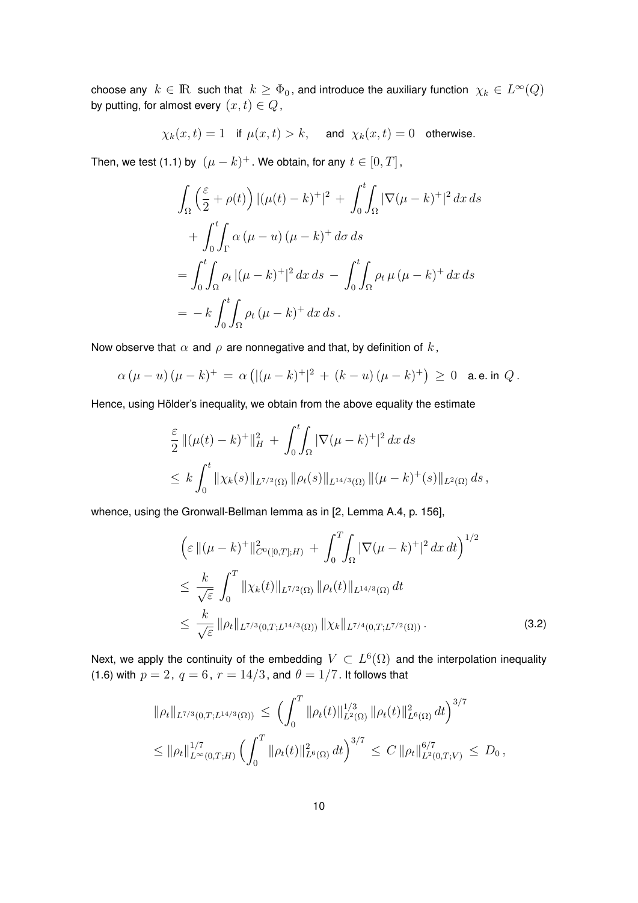choose any $k \in \mathbb{R}$ such that $k \geq \Phi_0$, and introduce the auxiliary function $\chi_k \in L^\infty(Q)$ by putting, for almost every $(x,t) \in Q$,

$$\chi_k(x,t) = 1 \quad \text{if } \mu(x,t) > k, \quad \text{ and } \chi_k(x,t) = 0 \quad \text{otherwise.}$$

Then, we test (1.1) by $(\mu - k)^+$. We obtain, for any $t \in [0,T]$,

$$\begin{aligned}
&\int_\Omega \Big(\frac{\varepsilon}{2} + \rho(t)\Big) \, |(\mu(t) - k)^+|^2 \, + \, \int_0^t\!\!\int_\Omega |\nabla(\mu-k)^+|^2 \, dx \, ds \\
&\quad + \int_0^t\!\!\int_\Gamma \alpha \, (\mu - u) \, (\mu - k)^+ \, d\sigma \, ds \\
&= \int_0^t\!\!\int_\Omega \rho_t \, |(\mu-k)^+|^2 \, dx \, ds \, - \, \int_0^t\!\!\int_\Omega \rho_t \, \mu \, (\mu-k)^+ \, dx \, ds \\
&= \, -\, k \int_0^t\!\!\int_\Omega \rho_t \, (\mu-k)^+ \, dx \, ds \, .
\end{aligned}$$

Now observe that $\alpha$ and $\rho$ are nonnegative and that, by definition of $k$,

$$\alpha \, (\mu - u) \, (\mu - k)^+ \, = \, \alpha \left( |(\mu-k)^+|^2 \, + \, (k-u) \, (\mu-k)^+ \right) \, \geq \, 0 \quad \text{a.e. in } Q \, .$$

Hence, using Hölder's inequality, we obtain from the above equality the estimate

$$\begin{aligned}
&\frac{\varepsilon}{2} \, \|(\mu(t)-k)^+\|_H^2 \, + \, \int_0^t\!\!\int_\Omega |\nabla(\mu-k)^+|^2 \, dx \, ds \\
&\leq \, k \int_0^t \|\chi_k(s)\|_{L^{7/2}(\Omega)} \, \|\rho_t(s)\|_{L^{14/3}(\Omega)} \, \|(\mu-k)^+(s)\|_{L^2(\Omega)} \, ds \, ,
\end{aligned}$$

whence, using the Gronwall-Bellman lemma as in [2, Lemma A.4, p. 156],

$$\begin{aligned}
&\Big( \varepsilon \, \|(\mu-k)^+\|^2_{C^0([0,T];H)} \, + \, \int_0^T\!\!\int_\Omega |\nabla(\mu-k)^+|^2 \, dx \, dt \Big)^{1/2} \\
&\leq \, \frac{k}{\sqrt{\varepsilon}} \int_0^T \|\chi_k(t)\|_{L^{7/2}(\Omega)} \, \|\rho_t(t)\|_{L^{14/3}(\Omega)} \, dt \\
&\leq \, \frac{k}{\sqrt{\varepsilon}} \, \|\rho_t\|_{L^{7/3}(0,T;L^{14/3}(\Omega))} \, \|\chi_k\|_{L^{7/4}(0,T;L^{7/2}(\Omega))} \, .
\end{aligned} \tag{3.2}$$

Next, we apply the continuity of the embedding $V \subset L^6(\Omega)$ and the interpolation inequality (1.6) with $p = 2$, $q = 6$, $r = 14/3$, and $\theta = 1/7$. It follows that

$$\begin{aligned}
&\|\rho_t\|_{L^{7/3}(0,T;L^{14/3}(\Omega))} \, \leq \, \Big( \int_0^T \|\rho_t(t)\|^{1/3}_{L^2(\Omega)} \, \|\rho_t(t)\|^2_{L^6(\Omega)} \, dt \Big)^{3/7} \\
&\leq \|\rho_t\|^{1/7}_{L^\infty(0,T;H)} \Big( \int_0^T \|\rho_t(t)\|^2_{L^6(\Omega)} \, dt \Big)^{3/7} \, \leq \, C \, \|\rho_t\|^{6/7}_{L^2(0,T;V)} \, \leq \, D_0 \, ,
\end{aligned}$$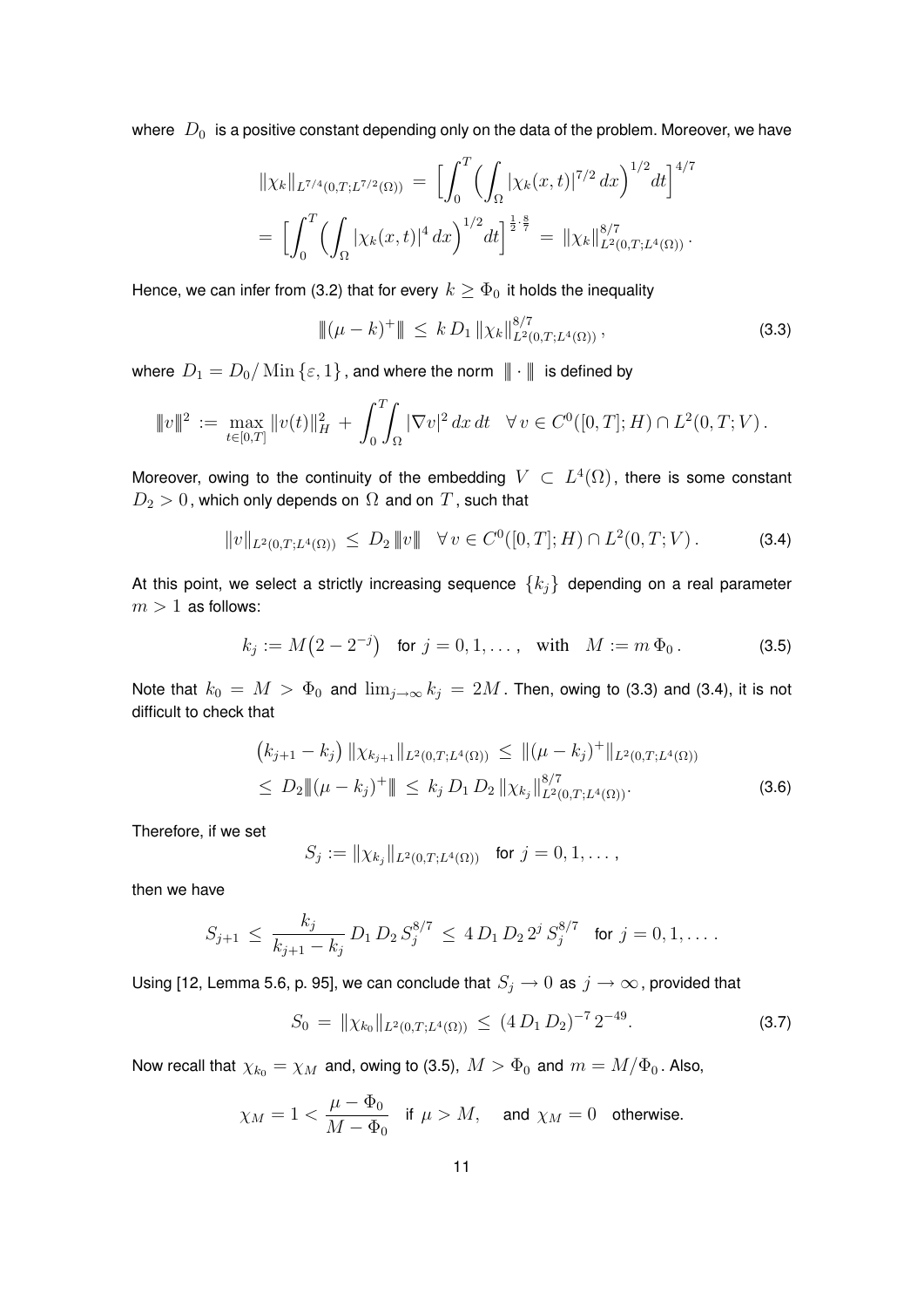where $D_0$ is a positive constant depending only on the data of the problem. Moreover, we have

$$
\begin{aligned}
&\|\chi_k\|_{L^{7/4}(0,T;L^{7/2}(\Omega))} \,=\, \Big[\int_0^T \Big(\int_\Omega |\chi_k(x,t)|^{7/2}\,dx\Big)^{1/2} dt\Big]^{4/7} \\
&= \Big[\int_0^T \Big(\int_\Omega |\chi_k(x,t)|^{4}\,dx\Big)^{1/2} dt\Big]^{\frac{1}{2}\cdot\frac{8}{7}} \,=\, \|\chi_k\|_{L^2(0,T;L^4(\Omega))}^{8/7}\,.
\end{aligned}
$$

Hence, we can infer from (3.2) that for every $k \geq \Phi_0$ it holds the inequality

$$
|\!|\!|(\mu - k)^+|\!|\!| \,\leq\, k\, D_1\, \|\chi_k\|_{L^2(0,T;L^4(\Omega))}^{8/7}\,, \tag{3.3}
$$

where $D_1 = D_0/\operatorname{Min}\{\varepsilon, 1\}$, and where the norm $|\!|\!|\cdot|\!|\!|$ is defined by

$$
|\!|\!|v|\!|\!|^2 \,:=\, \max_{t\in[0,T]} \|v(t)\|_H^2 \,+\, \int_0^T\!\!\int_\Omega |\nabla v|^2\,dx\,dt \quad \forall\, v \in C^0([0,T];H)\cap L^2(0,T;V)\,.
$$

Moreover, owing to the continuity of the embedding $V \subset L^4(\Omega)$, there is some constant $D_2 > 0$, which only depends on $\Omega$ and on $T$, such that

$$
\|v\|_{L^2(0,T;L^4(\Omega))} \,\leq\, D_2\, |\!|\!|v|\!|\!| \quad \forall\, v \in C^0([0,T];H)\cap L^2(0,T;V)\,. \tag{3.4}
$$

At this point, we select a strictly increasing sequence $\{k_j\}$ depending on a real parameter $m > 1$ as follows:

$$
k_j := M\big(2 - 2^{-j}\big) \quad \text{for } j = 0, 1, \dots, \quad \text{with} \quad M := m\,\Phi_0\,. \tag{3.5}
$$

Note that $k_0 = M > \Phi_0$ and $\lim_{j\to\infty} k_j = 2M$. Then, owing to (3.3) and (3.4), it is not difficult to check that

$$
\begin{aligned}
&\big(k_{j+1} - k_j\big)\, \|\chi_{k_{j+1}}\|_{L^2(0,T;L^4(\Omega))} \,\leq\, \|(\mu - k_j)^+\|_{L^2(0,T;L^4(\Omega))} \\
&\leq\, D_2 |\!|\!|(\mu - k_j)^+|\!|\!| \,\leq\, k_j\, D_1\, D_2\, \|\chi_{k_j}\|_{L^2(0,T;L^4(\Omega))}^{8/7}.
\end{aligned} \tag{3.6}
$$

Therefore, if we set

$$
S_j := \|\chi_{k_j}\|_{L^2(0,T;L^4(\Omega))} \quad \text{for } j = 0, 1, \dots,
$$

then we have

$$
S_{j+1} \,\leq\, \frac{k_j}{k_{j+1} - k_j}\, D_1\, D_2\, S_j^{8/7} \,\leq\, 4\, D_1\, D_2\, 2^j\, S_j^{8/7} \quad \text{for } j = 0, 1, \dots\,.
$$

Using [12, Lemma 5.6, p. 95], we can conclude that $S_j \to 0$ as $j \to \infty$, provided that

$$
S_0 \,=\, \|\chi_{k_0}\|_{L^2(0,T;L^4(\Omega))} \,\leq\, (4\, D_1\, D_2)^{-7}\, 2^{-49}. \tag{3.7}
$$

Now recall that $\chi_{k_0} = \chi_M$ and, owing to (3.5), $M > \Phi_0$ and $m = M/\Phi_0$. Also,

$$
\chi_M = 1 < \frac{\mu - \Phi_0}{M - \Phi_0} \quad \text{if } \mu > M, \quad \text{ and } \chi_M = 0 \quad \text{otherwise.}
$$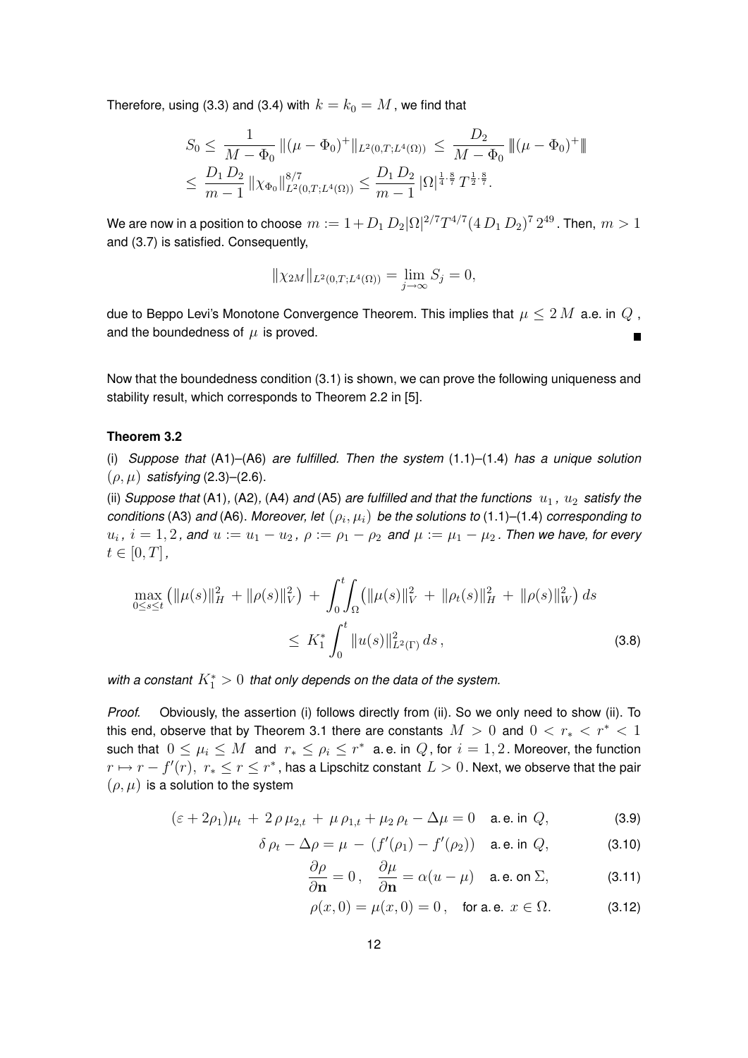Therefore, using (3.3) and (3.4) with $k = k_0 = M$, we find that

$$
\begin{aligned}
S_0 &\le \frac{1}{M - \Phi_0} \|(\mu - \Phi_0)^+\|_{L^2(0,T;L^4(\Omega))} \le \frac{D_2}{M - \Phi_0} \|(\mu - \Phi_0)^+\| \\
&\le \frac{D_1 D_2}{m-1} \|\chi_{\Phi_0}\|^{8/7}_{L^2(0,T;L^4(\Omega))} \le \frac{D_1 D_2}{m-1} |\Omega|^{\frac{1}{4}\cdot\frac{8}{7}} T^{\frac{1}{2}\cdot\frac{8}{7}}.
\end{aligned}
$$

We are now in a position to choose $m := 1 + D_1 D_2 |\Omega|^{2/7} T^{4/7} (4 D_1 D_2)^7 2^{49}$. Then, $m > 1$ and (3.7) is satisfied. Consequently,

$$
\|\chi_{2M}\|_{L^2(0,T;L^4(\Omega))} = \lim_{j\to\infty} S_j = 0,
$$

due to Beppo Levi's Monotone Convergence Theorem. This implies that $\mu \le 2M$ a.e. in $Q$, and the boundedness of $\mu$ is proved. ∎

Now that the boundedness condition (3.1) is shown, we can prove the following uniqueness and stability result, which corresponds to Theorem 2.2 in [5].

**Theorem 3.2**

(i) *Suppose that* (A1)–(A6) *are fulfilled. Then the system* (1.1)–(1.4) *has a unique solution* $(\rho, \mu)$ *satisfying* (2.3)–(2.6).

(ii) *Suppose that* (A1), (A2), (A4) *and* (A5) *are fulfilled and that the functions* $u_1$, $u_2$ *satisfy the conditions* (A3) *and* (A6). *Moreover, let* $(\rho_i, \mu_i)$ *be the solutions to* (1.1)–(1.4) *corresponding to* $u_i$, $i = 1, 2$, *and* $u := u_1 - u_2$, $\rho := \rho_1 - \rho_2$ *and* $\mu := \mu_1 - \mu_2$. *Then we have, for every* $t \in [0, T]$,

$$
\max_{0\le s\le t} \left( \|\mu(s)\|_H^2 + \|\rho(s)\|_V^2 \right) + \int_0^t \!\! \int_\Omega \left( \|\mu(s)\|_V^2 + \|\rho_t(s)\|_H^2 + \|\rho(s)\|_W^2 \right) ds \le K_1^* \int_0^t \|u(s)\|^2_{L^2(\Gamma)}\, ds, \tag{3.8}
$$

*with a constant* $K_1^* > 0$ *that only depends on the data of the system.*

*Proof.* Obviously, the assertion (i) follows directly from (ii). So we only need to show (ii). To this end, observe that by Theorem 3.1 there are constants $M > 0$ and $0 < r_* < r^* < 1$ such that $0 \le \mu_i \le M$ and $r_* \le \rho_i \le r^*$ a.e. in $Q$, for $i = 1, 2$. Moreover, the function $r \mapsto r - f'(r),\ r_* \le r \le r^*$, has a Lipschitz constant $L > 0$. Next, we observe that the pair $(\rho, \mu)$ is a solution to the system

$$
(\varepsilon + 2\rho_1)\mu_t + 2\,\rho\,\mu_{2,t} + \mu\,\rho_{1,t} + \mu_2\,\rho_t - \Delta\mu = 0 \quad \text{a.e. in } Q, \tag{3.9}
$$

$$
\delta\,\rho_t - \Delta\rho = \mu - \left(f'(\rho_1) - f'(\rho_2)\right) \quad \text{a.e. in } Q, \tag{3.10}
$$

$$
\frac{\partial\rho}{\partial\mathbf{n}} = 0, \quad \frac{\partial\mu}{\partial\mathbf{n}} = \alpha(u - \mu) \quad \text{a.e. on } \Sigma, \tag{3.11}
$$

$$
\rho(x,0) = \mu(x,0) = 0, \quad \text{for a.e. } x \in \Omega. \tag{3.12}
$$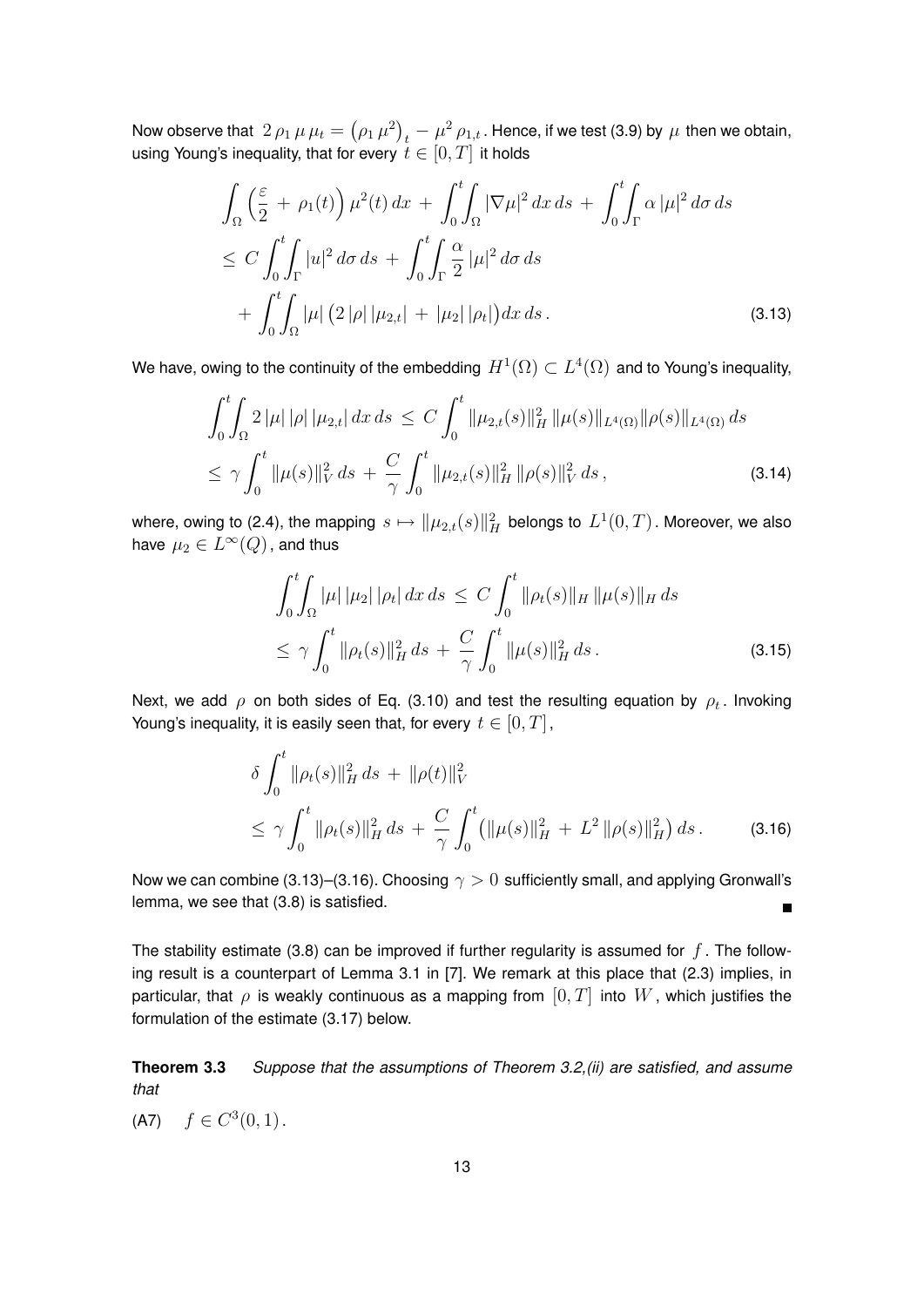Now observe that $2\,\rho_1\,\mu\,\mu_t = \left(\rho_1\,\mu^2\right)_t - \mu^2\,\rho_{1,t}$. Hence, if we test (3.9) by $\mu$ then we obtain, using Young's inequality, that for every $t \in [0,T]$ it holds

$$
\begin{aligned}
&\int_\Omega \Big(\frac{\varepsilon}{2} + \rho_1(t)\Big)\,\mu^2(t)\,dx + \int_0^t\!\!\int_\Omega |\nabla\mu|^2\,dx\,ds + \int_0^t\!\!\int_\Gamma \alpha\,|\mu|^2\,d\sigma\,ds \\
&\le C\int_0^t\!\!\int_\Gamma |u|^2\,d\sigma\,ds + \int_0^t\!\!\int_\Gamma \frac{\alpha}{2}\,|\mu|^2\,d\sigma\,ds \\
&\quad + \int_0^t\!\!\int_\Omega |\mu|\,\big(2\,|\rho|\,|\mu_{2,t}| + |\mu_2|\,|\rho_t|\big)dx\,ds\,. 
\end{aligned} \tag{3.13}
$$

We have, owing to the continuity of the embedding $H^1(\Omega) \subset L^4(\Omega)$ and to Young's inequality,

$$
\begin{aligned}
&\int_0^t\!\!\int_\Omega 2\,|\mu|\,|\rho|\,|\mu_{2,t}|\,dx\,ds \le C\int_0^t \|\mu_{2,t}(s)\|_H^2\,\|\mu(s)\|_{L^4(\Omega)}\|\rho(s)\|_{L^4(\Omega)}\,ds \\
&\le \gamma\int_0^t \|\mu(s)\|_V^2\,ds + \frac{C}{\gamma}\int_0^t \|\mu_{2,t}(s)\|_H^2\,\|\rho(s)\|_V^2\,ds\,,
\end{aligned} \tag{3.14}
$$

where, owing to (2.4), the mapping $s \mapsto \|\mu_{2,t}(s)\|_H^2$ belongs to $L^1(0,T)$. Moreover, we also have $\mu_2 \in L^\infty(Q)$, and thus

$$
\begin{aligned}
&\int_0^t\!\!\int_\Omega |\mu|\,|\mu_2|\,|\rho_t|\,dx\,ds \le C\int_0^t \|\rho_t(s)\|_H\,\|\mu(s)\|_H\,ds \\
&\le \gamma\int_0^t \|\rho_t(s)\|_H^2\,ds + \frac{C}{\gamma}\int_0^t \|\mu(s)\|_H^2\,ds\,.
\end{aligned} \tag{3.15}
$$

Next, we add $\rho$ on both sides of Eq. (3.10) and test the resulting equation by $\rho_t$. Invoking Young's inequality, it is easily seen that, for every $t \in [0,T]$,

$$
\begin{aligned}
&\delta\int_0^t \|\rho_t(s)\|_H^2\,ds + \|\rho(t)\|_V^2 \\
&\le \gamma\int_0^t \|\rho_t(s)\|_H^2\,ds + \frac{C}{\gamma}\int_0^t \big(\|\mu(s)\|_H^2 + L^2\,\|\rho(s)\|_H^2\big)\,ds\,.
\end{aligned} \tag{3.16}
$$

Now we can combine (3.13)–(3.16). Choosing $\gamma > 0$ sufficiently small, and applying Gronwall's lemma, we see that (3.8) is satisfied. ∎

The stability estimate (3.8) can be improved if further regularity is assumed for $f$. The following result is a counterpart of Lemma 3.1 in [7]. We remark at this place that (2.3) implies, in particular, that $\rho$ is weakly continuous as a mapping from $[0,T]$ into $W$, which justifies the formulation of the estimate (3.17) below.

**Theorem 3.3** *Suppose that the assumptions of Theorem 3.2,(ii) are satisfied, and assume that*

(A7) $\quad f \in C^3(0,1)$.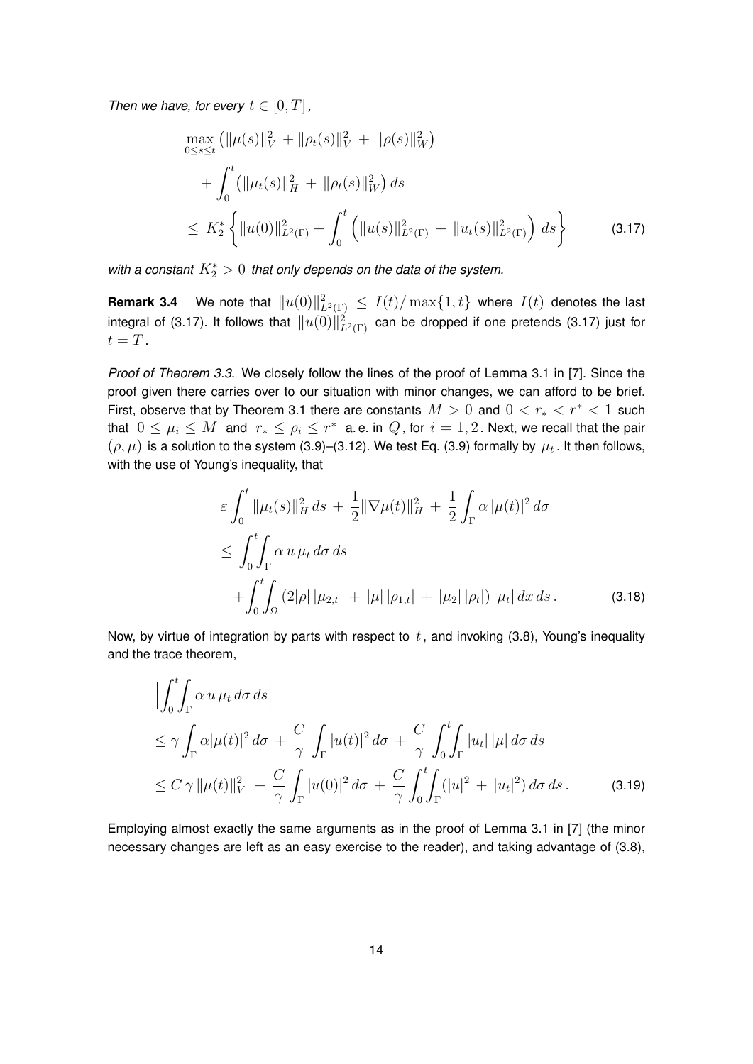*Then we have, for every $t \in [0,T]$,*

$$
\begin{aligned}
&\max_{0\le s\le t} \left( \|\mu(s)\|_V^2 \,+\, \|\rho_t(s)\|_V^2 \,+\, \|\rho(s)\|_W^2 \right) \\
&\quad + \int_0^t \left( \|\mu_t(s)\|_H^2 \,+\, \|\rho_t(s)\|_W^2 \right) ds \\
&\le K_2^* \left\{ \|u(0)\|_{L^2(\Gamma)}^2 + \int_0^t \left( \|u(s)\|_{L^2(\Gamma)}^2 \,+\, \|u_t(s)\|_{L^2(\Gamma)}^2 \right) ds \right\} \qquad (3.17)
\end{aligned}
$$

*with a constant $K_2^* > 0$ that only depends on the data of the system.*

**Remark 3.4** We note that $\|u(0)\|_{L^2(\Gamma)}^2 \le I(t)/\max\{1,t\}$ where $I(t)$ denotes the last integral of (3.17). It follows that $\|u(0)\|_{L^2(\Gamma)}^2$ can be dropped if one pretends (3.17) just for $t = T$.

*Proof of Theorem 3.3.* We closely follow the lines of the proof of Lemma 3.1 in [7]. Since the proof given there carries over to our situation with minor changes, we can afford to be brief. First, observe that by Theorem 3.1 there are constants $M > 0$ and $0 < r_* < r^* < 1$ such that $0 \le \mu_i \le M$ and $r_* \le \rho_i \le r^*$ a. e. in $Q$, for $i = 1,2$. Next, we recall that the pair $(\rho, \mu)$ is a solution to the system (3.9)–(3.12). We test Eq. (3.9) formally by $\mu_t$. It then follows, with the use of Young's inequality, that

$$
\begin{aligned}
&\varepsilon \int_0^t \|\mu_t(s)\|_H^2 \, ds \,+\, \frac{1}{2} \|\nabla \mu(t)\|_H^2 \,+\, \frac{1}{2} \int_\Gamma \alpha \, |\mu(t)|^2 \, d\sigma \\
&\le \int_0^t \!\! \int_\Gamma \alpha \, u \, \mu_t \, d\sigma \, ds \\
&\quad + \int_0^t \!\! \int_\Omega \left( 2|\rho| \, |\mu_{2,t}| \,+\, |\mu| \, |\rho_{1,t}| \,+\, |\mu_2| \, |\rho_t| \right) |\mu_t| \, dx \, ds \, . \qquad (3.18)
\end{aligned}
$$

Now, by virtue of integration by parts with respect to $t$, and invoking (3.8), Young's inequality and the trace theorem,

$$
\begin{aligned}
&\Big| \int_0^t \!\! \int_\Gamma \alpha \, u \, \mu_t \, d\sigma \, ds \Big| \\
&\le \gamma \int_\Gamma \alpha |\mu(t)|^2 \, d\sigma \,+\, \frac{C}{\gamma} \int_\Gamma |u(t)|^2 \, d\sigma \,+\, \frac{C}{\gamma} \int_0^t \!\! \int_\Gamma |u_t| \, |\mu| \, d\sigma \, ds \\
&\le C \, \gamma \, \|\mu(t)\|_V^2 \,+\, \frac{C}{\gamma} \int_\Gamma |u(0)|^2 \, d\sigma \,+\, \frac{C}{\gamma} \int_0^t \!\! \int_\Gamma (|u|^2 \,+\, |u_t|^2) \, d\sigma \, ds \, . \qquad (3.19)
\end{aligned}
$$

Employing almost exactly the same arguments as in the proof of Lemma 3.1 in [7] (the minor necessary changes are left as an easy exercise to the reader), and taking advantage of (3.8),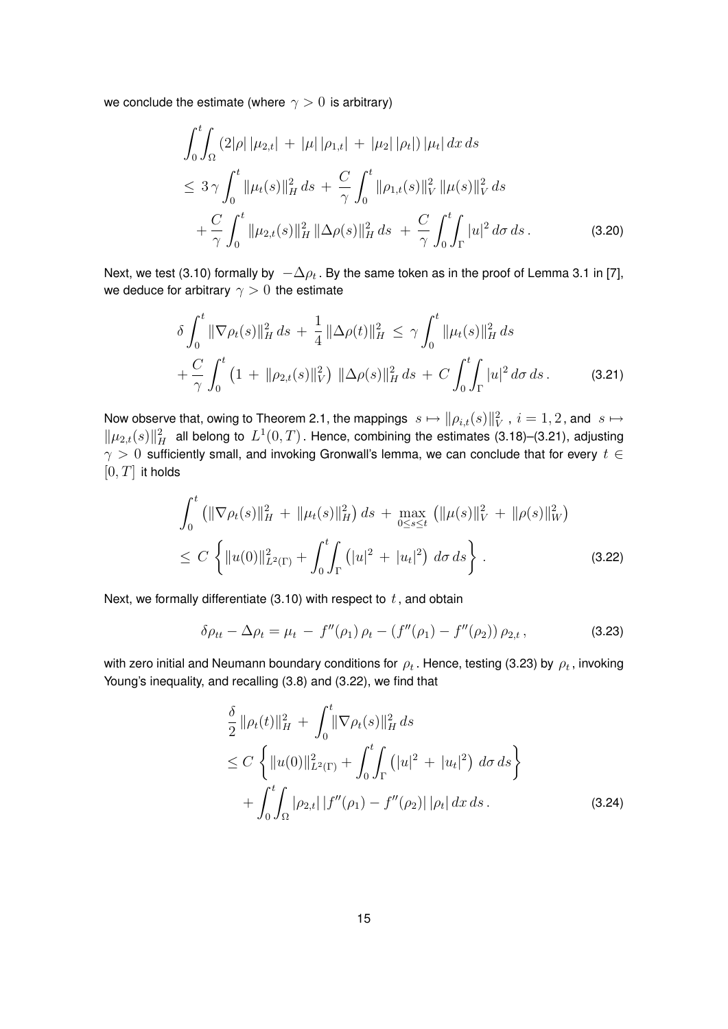we conclude the estimate (where $\gamma > 0$ is arbitrary)

$$
\begin{aligned}
&\int_0^t\!\!\int_\Omega \left(2|\rho|\,|\mu_{2,t}| \,+\, |\mu|\,|\rho_{1,t}| \,+\, |\mu_2|\,|\rho_t|\right)|\mu_t|\,dx\,ds \\
&\le\, 3\,\gamma \int_0^t \|\mu_t(s)\|_H^2\,ds \,+\, \frac{C}{\gamma}\int_0^t \|\rho_{1,t}(s)\|_V^2\,\|\mu(s)\|_V^2\,ds \\
&\quad + \frac{C}{\gamma}\int_0^t \|\mu_{2,t}(s)\|_H^2\,\|\Delta\rho(s)\|_H^2\,ds \,+\, \frac{C}{\gamma}\int_0^t\!\!\int_\Gamma |u|^2\,d\sigma\,ds\,. 
\end{aligned}
\tag{3.20}
$$

Next, we test (3.10) formally by $-\Delta\rho_t$. By the same token as in the proof of Lemma 3.1 in [7], we deduce for arbitrary $\gamma > 0$ the estimate

$$
\begin{aligned}
&\delta\int_0^t \|\nabla\rho_t(s)\|_H^2\,ds \,+\, \frac{1}{4}\,\|\Delta\rho(t)\|_H^2 \,\le\, \gamma\int_0^t \|\mu_t(s)\|_H^2\,ds \\
&+ \frac{C}{\gamma}\int_0^t \left(1 \,+\, \|\rho_{2,t}(s)\|_V^2\right)\,\|\Delta\rho(s)\|_H^2\,ds \,+\, C\int_0^t\!\!\int_\Gamma |u|^2\,d\sigma\,ds\,. 
\end{aligned}
\tag{3.21}
$$

Now observe that, owing to Theorem 2.1, the mappings $s \mapsto \|\rho_{i,t}(s)\|_V^2$, $i = 1, 2$, and $s \mapsto \|\mu_{2,t}(s)\|_H^2$ all belong to $L^1(0,T)$. Hence, combining the estimates (3.18)–(3.21), adjusting $\gamma > 0$ sufficiently small, and invoking Gronwall's lemma, we can conclude that for every $t \in [0,T]$ it holds

$$
\begin{aligned}
&\int_0^t \left(\|\nabla\rho_t(s)\|_H^2 \,+\, \|\mu_t(s)\|_H^2\right)ds \,+\, \max_{0\le s\le t}\,\left(\|\mu(s)\|_V^2 \,+\, \|\rho(s)\|_W^2\right) \\
&\le\, C\,\left\{\|u(0)\|_{L^2(\Gamma)}^2 + \int_0^t\!\!\int_\Gamma \left(|u|^2 \,+\, |u_t|^2\right)\,d\sigma\,ds\right\}. 
\end{aligned}
\tag{3.22}
$$

Next, we formally differentiate (3.10) with respect to $t$, and obtain

$$
\delta\rho_{tt} - \Delta\rho_t = \mu_t \,-\, f''(\rho_1)\,\rho_t - \left(f''(\rho_1) - f''(\rho_2)\right)\rho_{2,t}\,, \tag{3.23}
$$

with zero initial and Neumann boundary conditions for $\rho_t$. Hence, testing (3.23) by $\rho_t$, invoking Young's inequality, and recalling (3.8) and (3.22), we find that

$$
\begin{aligned}
&\frac{\delta}{2}\,\|\rho_t(t)\|_H^2 \,+\, \int_0^t \|\nabla\rho_t(s)\|_H^2\,ds \\
&\le C\,\left\{\|u(0)\|_{L^2(\Gamma)}^2 + \int_0^t\!\!\int_\Gamma \left(|u|^2 \,+\, |u_t|^2\right)\,d\sigma\,ds\right\} \\
&\quad + \int_0^t\!\!\int_\Omega |\rho_{2,t}|\,|f''(\rho_1) - f''(\rho_2)|\,|\rho_t|\,dx\,ds\,. 
\end{aligned}
\tag{3.24}
$$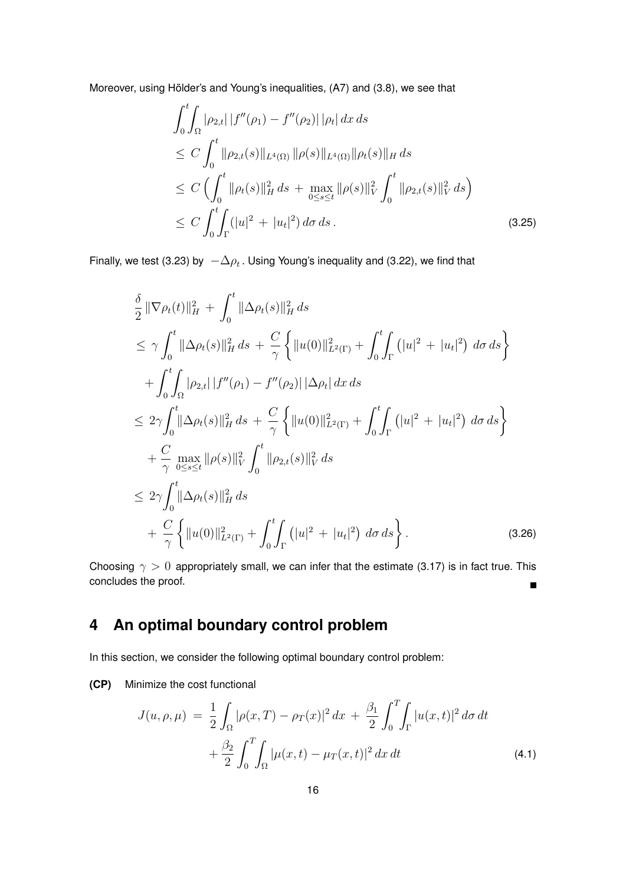Moreover, using Hölder's and Young's inequalities, (A7) and (3.8), we see that

$$
\begin{aligned}
&\int_0^t\!\!\int_\Omega |\rho_{2,t}|\,|f''(\rho_1)-f''(\rho_2)|\,|\rho_t|\,dx\,ds\\
&\le\, C\int_0^t \|\rho_{2,t}(s)\|_{L^4(\Omega)}\,\|\rho(s)\|_{L^4(\Omega)}\|\rho_t(s)\|_H\,ds\\
&\le\, C\Big(\int_0^t \|\rho_t(s)\|_H^2\,ds\,+\,\max_{0\le s\le t}\|\rho(s)\|_V^2\int_0^t\|\rho_{2,t}(s)\|_V^2\,ds\Big)\\
&\le\, C\int_0^t\!\!\int_\Gamma(|u|^2\,+\,|u_t|^2)\,d\sigma\,ds\,.
\end{aligned}
\tag{3.25}
$$

Finally, we test (3.23) by $-\Delta\rho_t$. Using Young's inequality and (3.22), we find that

$$
\begin{aligned}
&\frac{\delta}{2}\,\|\nabla\rho_t(t)\|_H^2\,+\,\int_0^t\|\Delta\rho_t(s)\|_H^2\,ds\\
&\le\,\gamma\int_0^t\|\Delta\rho_t(s)\|_H^2\,ds\,+\,\frac{C}{\gamma}\left\{\|u(0)\|^2_{L^2(\Gamma)}+\int_0^t\!\!\int_\Gamma\left(|u|^2\,+\,|u_t|^2\right)\,d\sigma\,ds\right\}\\
&\quad+\int_0^t\!\!\int_\Omega|\rho_{2,t}|\,|f''(\rho_1)-f''(\rho_2)|\,|\Delta\rho_t|\,dx\,ds\\
&\le\,2\gamma\int_0^t\|\Delta\rho_t(s)\|_H^2\,ds\,+\,\frac{C}{\gamma}\left\{\|u(0)\|^2_{L^2(\Gamma)}+\int_0^t\!\!\int_\Gamma\left(|u|^2\,+\,|u_t|^2\right)\,d\sigma\,ds\right\}\\
&\quad+\,\frac{C}{\gamma}\,\max_{0\le s\le t}\|\rho(s)\|_V^2\int_0^t\|\rho_{2,t}(s)\|_V^2\,ds\\
&\le\,2\gamma\int_0^t\|\Delta\rho_t(s)\|_H^2\,ds\\
&\quad+\,\frac{C}{\gamma}\left\{\|u(0)\|^2_{L^2(\Gamma)}+\int_0^t\!\!\int_\Gamma\left(|u|^2\,+\,|u_t|^2\right)\,d\sigma\,ds\right\}.
\end{aligned}
\tag{3.26}
$$

Choosing $\gamma>0$ appropriately small, we can infer that the estimate (3.17) is in fact true. This concludes the proof. ∎

# 4 An optimal boundary control problem

In this section, we consider the following optimal boundary control problem:

**(CP)** Minimize the cost functional

$$
\begin{aligned}
J(u,\rho,\mu)\,=\,&\frac{1}{2}\int_\Omega|\rho(x,T)-\rho_T(x)|^2\,dx\,+\,\frac{\beta_1}{2}\int_0^T\!\!\int_\Gamma|u(x,t)|^2\,d\sigma\,dt\\
&+\frac{\beta_2}{2}\int_0^T\!\!\int_\Omega|\mu(x,t)-\mu_T(x,t)|^2\,dx\,dt
\end{aligned}
\tag{4.1}
$$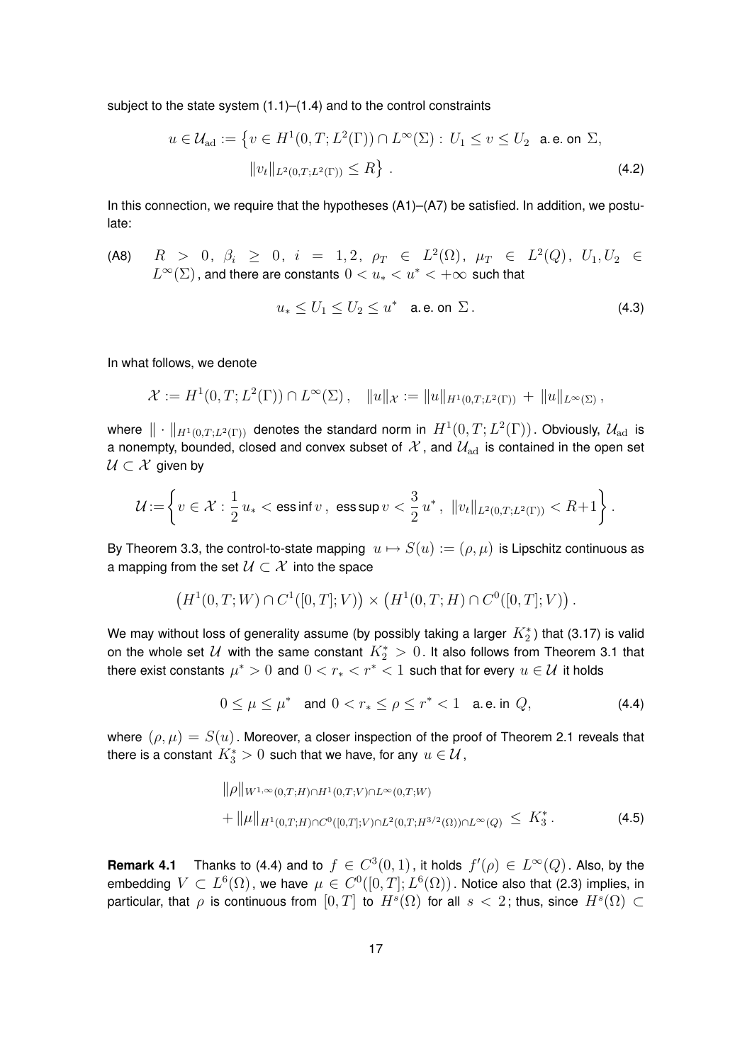subject to the state system (1.1)–(1.4) and to the control constraints

$$u \in \mathcal{U}_{\rm ad} := \big\{ v \in H^1(0,T;L^2(\Gamma)) \cap L^\infty(\Sigma) : \, U_1 \le v \le U_2 \ \text{ a.e. on } \Sigma, \\ \|v_t\|_{L^2(0,T;L^2(\Gamma))} \le R \big\} \,. \tag{4.2}$$

In this connection, we require that the hypotheses (A1)–(A7) be satisfied. In addition, we postulate:

(A8) $\quad R > 0, \ \beta_i \ge 0, \ i = 1,2, \ \rho_T \in L^2(\Omega), \ \mu_T \in L^2(Q), \ U_1, U_2 \in L^\infty(\Sigma)$, and there are constants $0 < u_* < u^* < +\infty$ such that

$$u_* \le U_1 \le U_2 \le u^* \quad \text{a.e. on } \Sigma \,. \tag{4.3}$$

In what follows, we denote

$$\mathcal{X} := H^1(0,T;L^2(\Gamma)) \cap L^\infty(\Sigma) \,, \quad \|u\|_{\mathcal{X}} := \|u\|_{H^1(0,T;L^2(\Gamma))} + \|u\|_{L^\infty(\Sigma)} \,,$$

where $\|\cdot\|_{H^1(0,T;L^2(\Gamma))}$ denotes the standard norm in $H^1(0,T;L^2(\Gamma))$. Obviously, $\mathcal{U}_{\rm ad}$ is a nonempty, bounded, closed and convex subset of $\mathcal{X}$, and $\mathcal{U}_{\rm ad}$ is contained in the open set $\mathcal{U} \subset \mathcal{X}$ given by

$$\mathcal{U} := \left\{ v \in \mathcal{X} : \frac{1}{2}\, u_* < \operatorname{ess\,inf} v \,, \ \operatorname{ess\,sup} v < \frac{3}{2}\, u^* \,, \ \|v_t\|_{L^2(0,T;L^2(\Gamma))} < R+1 \right\}.$$

By Theorem 3.3, the control-to-state mapping $u \mapsto S(u) := (\rho, \mu)$ is Lipschitz continuous as a mapping from the set $\mathcal{U} \subset \mathcal{X}$ into the space

$$\big(H^1(0,T;W) \cap C^1([0,T];V)\big) \times \big(H^1(0,T;H) \cap C^0([0,T];V)\big) \,.$$

We may without loss of generality assume (by possibly taking a larger $K_2^*$) that (3.17) is valid on the whole set $\mathcal{U}$ with the same constant $K_2^* > 0$. It also follows from Theorem 3.1 that there exist constants $\mu^* > 0$ and $0 < r_* < r^* < 1$ such that for every $u \in \mathcal{U}$ it holds

$$0 \le \mu \le \mu^* \quad \text{and } 0 < r_* \le \rho \le r^* < 1 \quad \text{a.e. in } Q, \tag{4.4}$$

where $(\rho, \mu) = S(u)$. Moreover, a closer inspection of the proof of Theorem 2.1 reveals that there is a constant $K_3^* > 0$ such that we have, for any $u \in \mathcal{U}$,

$$\|\rho\|_{W^{1,\infty}(0,T;H) \cap H^1(0,T;V) \cap L^\infty(0,T;W)} \\ + \|\mu\|_{H^1(0,T;H) \cap C^0([0,T];V) \cap L^2(0,T;H^{3/2}(\Omega)) \cap L^\infty(Q)} \le K_3^* \,. \tag{4.5}$$

**Remark 4.1** Thanks to (4.4) and to $f \in C^3(0,1)$, it holds $f'(\rho) \in L^\infty(Q)$. Also, by the embedding $V \subset L^6(\Omega)$, we have $\mu \in C^0([0,T];L^6(\Omega))$. Notice also that (2.3) implies, in particular, that $\rho$ is continuous from $[0,T]$ to $H^s(\Omega)$ for all $s < 2$; thus, since $H^s(\Omega) \subset$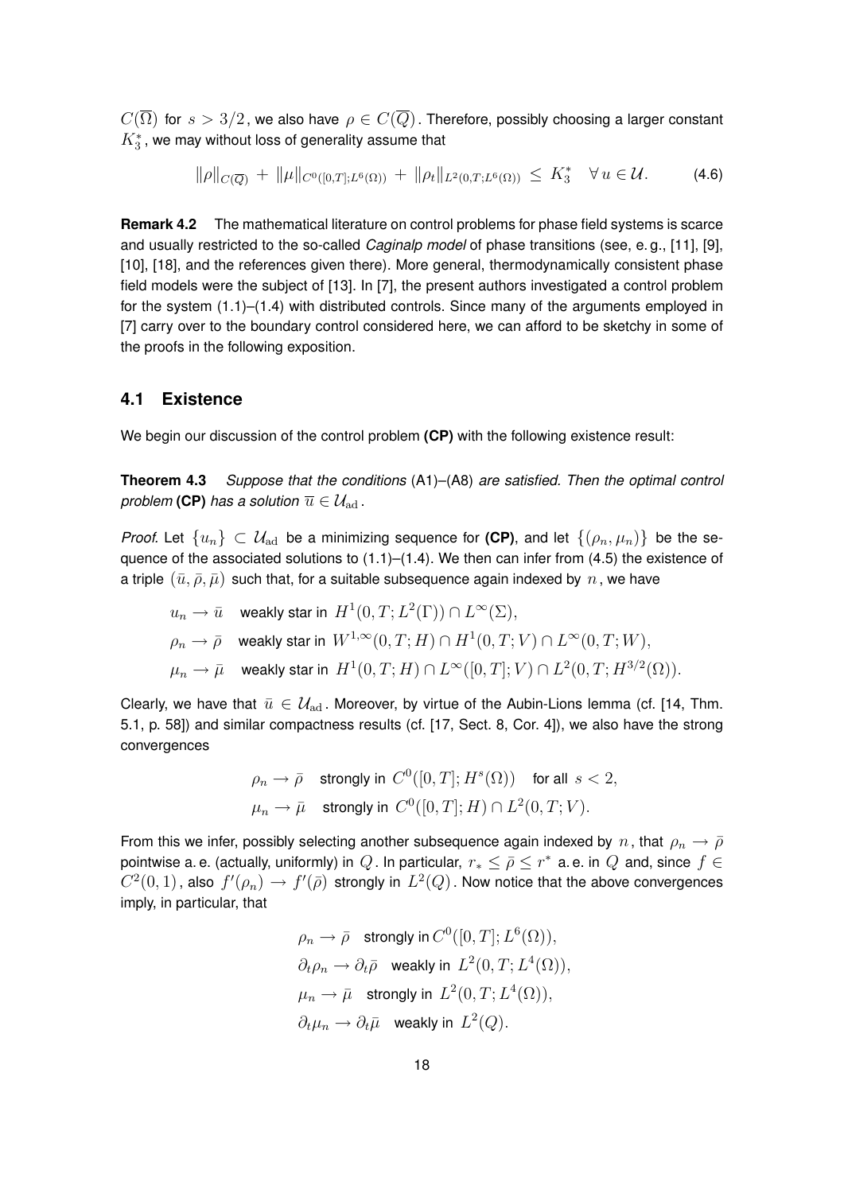$C(\overline{\Omega})$ for $s > 3/2$, we also have $\rho \in C(\overline{Q})$. Therefore, possibly choosing a larger constant $K_3^*$, we may without loss of generality assume that

$$\|\rho\|_{C(\overline{Q})} + \|\mu\|_{C^0([0,T];L^6(\Omega))} + \|\rho_t\|_{L^2(0,T;L^6(\Omega))} \leq K_3^* \quad \forall\, u \in \mathcal{U}. \tag{4.6}$$

**Remark 4.2** The mathematical literature on control problems for phase field systems is scarce and usually restricted to the so-called *Caginalp model* of phase transitions (see, e. g., [11], [9], [10], [18], and the references given there). More general, thermodynamically consistent phase field models were the subject of [13]. In [7], the present authors investigated a control problem for the system (1.1)–(1.4) with distributed controls. Since many of the arguments employed in [7] carry over to the boundary control considered here, we can afford to be sketchy in some of the proofs in the following exposition.

## 4.1 Existence

We begin our discussion of the control problem **(CP)** with the following existence result:

**Theorem 4.3** *Suppose that the conditions* (A1)–(A8) *are satisfied. Then the optimal control problem* **(CP)** *has a solution* $\overline{u} \in \mathcal{U}_{\rm ad}$.

*Proof.* Let $\{u_n\} \subset \mathcal{U}_{\rm ad}$ be a minimizing sequence for **(CP)**, and let $\{(\rho_n, \mu_n)\}$ be the sequence of the associated solutions to (1.1)–(1.4). We then can infer from (4.5) the existence of a triple $(\bar{u}, \bar{\rho}, \bar{\mu})$ such that, for a suitable subsequence again indexed by $n$, we have

$$
\begin{aligned}
&u_n \to \bar{u} \quad \text{weakly star in } H^1(0,T;L^2(\Gamma)) \cap L^\infty(\Sigma),\\
&\rho_n \to \bar{\rho} \quad \text{weakly star in } W^{1,\infty}(0,T;H) \cap H^1(0,T;V) \cap L^\infty(0,T;W),\\
&\mu_n \to \bar{\mu} \quad \text{weakly star in } H^1(0,T;H) \cap L^\infty([0,T];V) \cap L^2(0,T;H^{3/2}(\Omega)).
\end{aligned}
$$

Clearly, we have that $\bar{u} \in \mathcal{U}_{\rm ad}$. Moreover, by virtue of the Aubin-Lions lemma (cf. [14, Thm. 5.1, p. 58]) and similar compactness results (cf. [17, Sect. 8, Cor. 4]), we also have the strong convergences

$$
\begin{aligned}
&\rho_n \to \bar{\rho} \quad \text{strongly in } C^0([0,T];H^s(\Omega)) \quad \text{for all } s < 2,\\
&\mu_n \to \bar{\mu} \quad \text{strongly in } C^0([0,T];H) \cap L^2(0,T;V).
\end{aligned}
$$

From this we infer, possibly selecting another subsequence again indexed by $n$, that $\rho_n \to \bar{\rho}$ pointwise a. e. (actually, uniformly) in $Q$. In particular, $r_* \leq \bar{\rho} \leq r^*$ a. e. in $Q$ and, since $f \in C^2(0,1)$, also $f'(\rho_n) \to f'(\bar{\rho})$ strongly in $L^2(Q)$. Now notice that the above convergences imply, in particular, that

$$
\begin{aligned}
&\rho_n \to \bar{\rho} \quad \text{strongly in } C^0([0,T];L^6(\Omega)),\\
&\partial_t\rho_n \to \partial_t\bar{\rho} \quad \text{weakly in } L^2(0,T;L^4(\Omega)),\\
&\mu_n \to \bar{\mu} \quad \text{strongly in } L^2(0,T;L^4(\Omega)),\\
&\partial_t\mu_n \to \partial_t\bar{\mu} \quad \text{weakly in } L^2(Q).
\end{aligned}
$$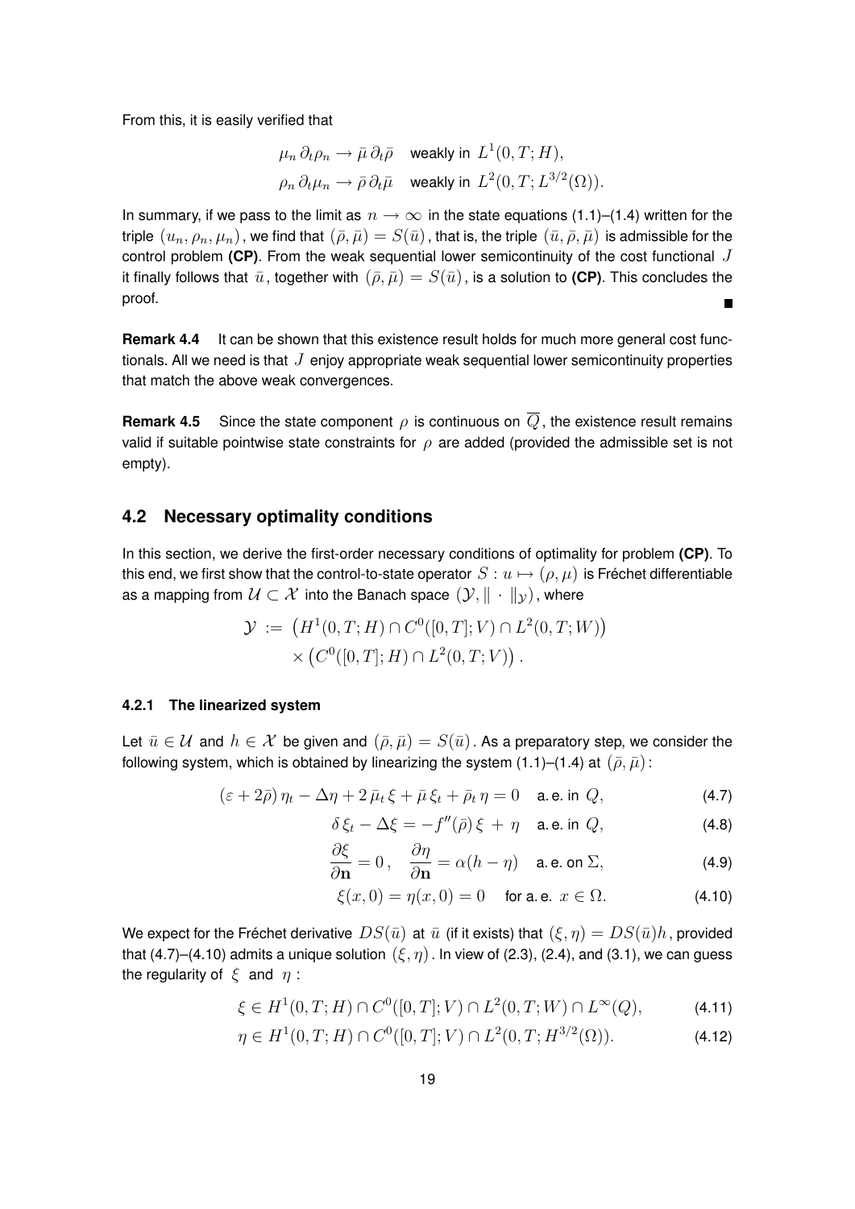From this, it is easily verified that

$$
\begin{aligned}
&\mu_n\,\partial_t\rho_n \to \bar\mu\,\partial_t\bar\rho \quad \text{weakly in } L^1(0,T;H),\\
&\rho_n\,\partial_t\mu_n \to \bar\rho\,\partial_t\bar\mu \quad \text{weakly in } L^2(0,T;L^{3/2}(\Omega)).
\end{aligned}
$$

In summary, if we pass to the limit as $n\to\infty$ in the state equations (1.1)–(1.4) written for the triple $(u_n,\rho_n,\mu_n)$, we find that $(\bar\rho,\bar\mu)=S(\bar u)$, that is, the triple $(\bar u,\bar\rho,\bar\mu)$ is admissible for the control problem **(CP)**. From the weak sequential lower semicontinuity of the cost functional $J$ it finally follows that $\bar u$, together with $(\bar\rho,\bar\mu)=S(\bar u)$, is a solution to **(CP)**. This concludes the proof. ∎

**Remark 4.4** It can be shown that this existence result holds for much more general cost functionals. All we need is that $J$ enjoy appropriate weak sequential lower semicontinuity properties that match the above weak convergences.

**Remark 4.5** Since the state component $\rho$ is continuous on $\overline{Q}$, the existence result remains valid if suitable pointwise state constraints for $\rho$ are added (provided the admissible set is not empty).

## 4.2 Necessary optimality conditions

In this section, we derive the first-order necessary conditions of optimality for problem **(CP)**. To this end, we first show that the control-to-state operator $S: u\mapsto(\rho,\mu)$ is Fréchet differentiable as a mapping from $\mathcal{U}\subset\mathcal{X}$ into the Banach space $(\mathcal{Y},\|\cdot\|_{\mathcal{Y}})$, where

$$
\begin{aligned}
\mathcal{Y} \,:=\, &\big(H^1(0,T;H)\cap C^0([0,T];V)\cap L^2(0,T;W)\big)\\
&\times\big(C^0([0,T];H)\cap L^2(0,T;V)\big)\,.
\end{aligned}
$$

### 4.2.1 The linearized system

Let $\bar u\in\mathcal{U}$ and $h\in\mathcal{X}$ be given and $(\bar\rho,\bar\mu)=S(\bar u)$. As a preparatory step, we consider the following system, which is obtained by linearizing the system (1.1)–(1.4) at $(\bar\rho,\bar\mu)$:

$$
(\varepsilon+2\bar\rho)\,\eta_t-\Delta\eta+2\,\bar\mu_t\,\xi+\bar\mu\,\xi_t+\bar\rho_t\,\eta=0 \quad \text{a. e. in } Q, \tag{4.7}
$$

$$
\delta\,\xi_t-\Delta\xi=-f''(\bar\rho)\,\xi\,+\,\eta \quad \text{a. e. in } Q, \tag{4.8}
$$

$$
\frac{\partial\xi}{\partial\mathbf{n}}=0\,,\quad \frac{\partial\eta}{\partial\mathbf{n}}=\alpha(h-\eta) \quad \text{a. e. on } \Sigma, \tag{4.9}
$$

$$
\xi(x,0)=\eta(x,0)=0 \quad \text{for a. e. } x\in\Omega. \tag{4.10}
$$

We expect for the Fréchet derivative $DS(\bar u)$ at $\bar u$ (if it exists) that $(\xi,\eta)=DS(\bar u)h$, provided that (4.7)–(4.10) admits a unique solution $(\xi,\eta)$. In view of (2.3), (2.4), and (3.1), we can guess the regularity of $\xi$ and $\eta$:

$$
\xi\in H^1(0,T;H)\cap C^0([0,T];V)\cap L^2(0,T;W)\cap L^\infty(Q), \tag{4.11}
$$

$$
\eta\in H^1(0,T;H)\cap C^0([0,T];V)\cap L^2(0,T;H^{3/2}(\Omega)). \tag{4.12}
$$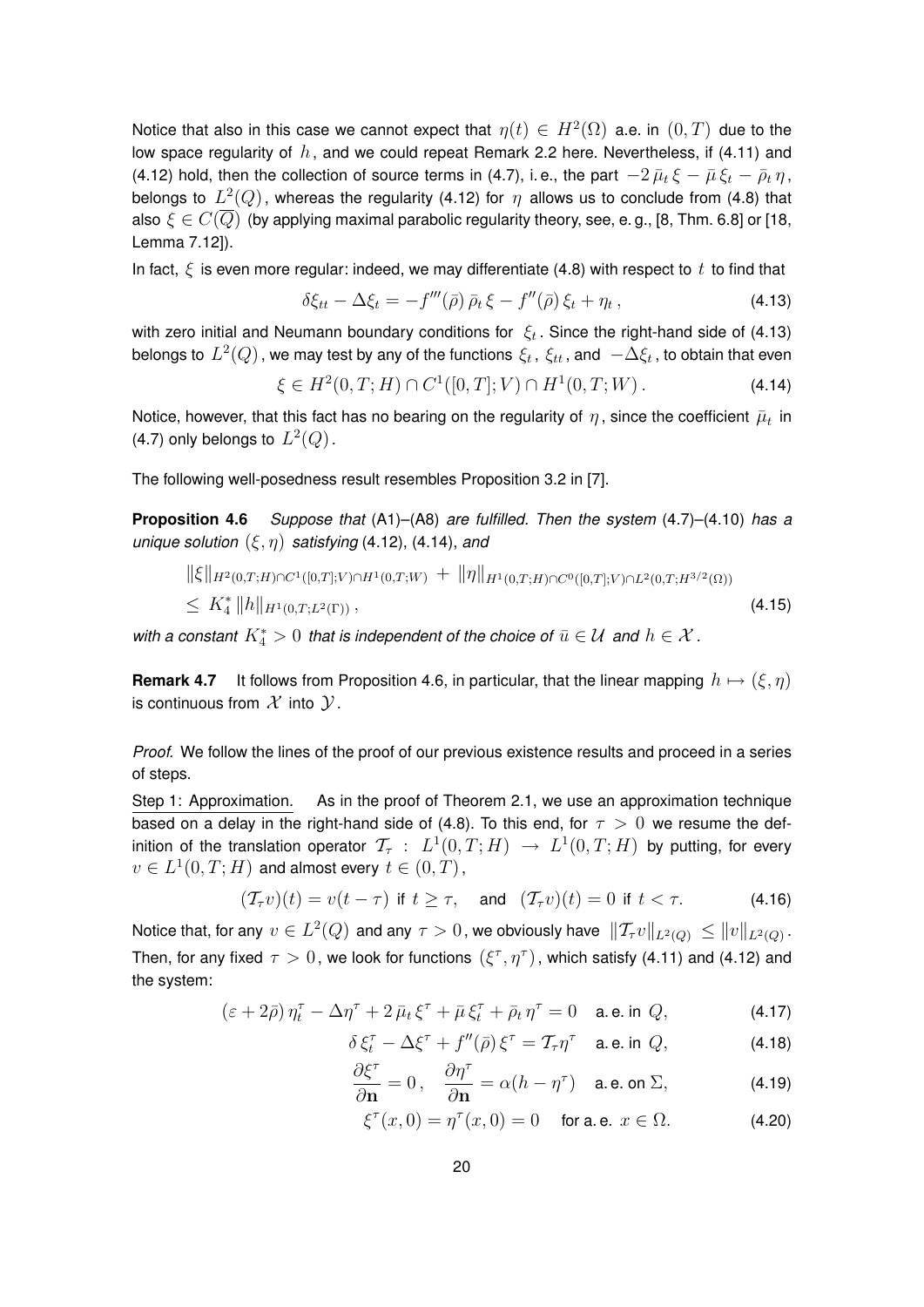Notice that also in this case we cannot expect that $\eta(t) \in H^2(\Omega)$ a.e. in $(0,T)$ due to the low space regularity of $h$, and we could repeat Remark 2.2 here. Nevertheless, if (4.11) and (4.12) hold, then the collection of source terms in (4.7), i.e., the part $-2\,\bar{\mu}_t\,\xi - \bar{\mu}\,\xi_t - \bar{\rho}_t\,\eta$, belongs to $L^2(Q)$, whereas the regularity (4.12) for $\eta$ allows us to conclude from (4.8) that also $\xi \in C(\overline{Q})$ (by applying maximal parabolic regularity theory, see, e.g., [8, Thm. 6.8] or [18, Lemma 7.12]).

In fact, $\xi$ is even more regular: indeed, we may differentiate (4.8) with respect to $t$ to find that

$$\delta\xi_{tt} - \Delta\xi_t = -f'''(\bar{\rho})\,\bar{\rho}_t\,\xi - f''(\bar{\rho})\,\xi_t + \eta_t\,, \tag{4.13}$$

with zero initial and Neumann boundary conditions for $\xi_t$. Since the right-hand side of (4.13) belongs to $L^2(Q)$, we may test by any of the functions $\xi_t$, $\xi_{tt}$, and $-\Delta\xi_t$, to obtain that even

$$\xi \in H^2(0,T;H) \cap C^1([0,T];V) \cap H^1(0,T;W)\,. \tag{4.14}$$

Notice, however, that this fact has no bearing on the regularity of $\eta$, since the coefficient $\bar{\mu}_t$ in (4.7) only belongs to $L^2(Q)$.

The following well-posedness result resembles Proposition 3.2 in [7].

**Proposition 4.6** *Suppose that* (A1)–(A8) *are fulfilled. Then the system* (4.7)–(4.10) *has a unique solution* $(\xi,\eta)$ *satisfying* (4.12), (4.14), *and*

$$\begin{aligned}
&\|\xi\|_{H^2(0,T;H)\cap C^1([0,T];V)\cap H^1(0,T;W)} \;+\; \|\eta\|_{H^1(0,T;H)\cap C^0([0,T];V)\cap L^2(0,T;H^{3/2}(\Omega))} \\
&\le\; K_4^*\,\|h\|_{H^1(0,T;L^2(\Gamma))}\,,
\end{aligned} \tag{4.15}$$

*with a constant $K_4^* > 0$ that is independent of the choice of $\bar{u} \in \mathcal{U}$ and $h \in \mathcal{X}$.*

**Remark 4.7** It follows from Proposition 4.6, in particular, that the linear mapping $h \mapsto (\xi,\eta)$ is continuous from $\mathcal{X}$ into $\mathcal{Y}$.

*Proof.* We follow the lines of the proof of our previous existence results and proceed in a series of steps.

Step 1: Approximation. As in the proof of Theorem 2.1, we use an approximation technique based on a delay in the right-hand side of (4.8). To this end, for $\tau > 0$ we resume the definition of the translation operator $\mathcal{T}_\tau : L^1(0,T;H) \to L^1(0,T;H)$ by putting, for every $v \in L^1(0,T;H)$ and almost every $t \in (0,T)$,

$$(\mathcal{T}_\tau v)(t) = v(t-\tau) \text{ if } t \ge \tau, \quad \text{and} \quad (\mathcal{T}_\tau v)(t) = 0 \text{ if } t < \tau. \tag{4.16}$$

Notice that, for any $v \in L^2(Q)$ and any $\tau > 0$, we obviously have $\|\mathcal{T}_\tau v\|_{L^2(Q)} \le \|v\|_{L^2(Q)}$. Then, for any fixed $\tau > 0$, we look for functions $(\xi^\tau, \eta^\tau)$, which satisfy (4.11) and (4.12) and the system:

$$(\varepsilon + 2\bar{\rho})\,\eta^\tau_t - \Delta\eta^\tau + 2\,\bar{\mu}_t\,\xi^\tau + \bar{\mu}\,\xi^\tau_t + \bar{\rho}_t\,\eta^\tau = 0 \quad \text{a.e. in } Q, \tag{4.17}$$

$$\delta\,\xi^\tau_t - \Delta\xi^\tau + f''(\bar{\rho})\,\xi^\tau = \mathcal{T}_\tau\eta^\tau \quad \text{a.e. in } Q, \tag{4.18}$$

$$\frac{\partial\xi^\tau}{\partial\mathbf{n}} = 0\,, \quad \frac{\partial\eta^\tau}{\partial\mathbf{n}} = \alpha(h - \eta^\tau) \quad \text{a.e. on } \Sigma, \tag{4.19}$$

$$\xi^\tau(x,0) = \eta^\tau(x,0) = 0 \quad \text{for a.e. } x \in \Omega. \tag{4.20}$$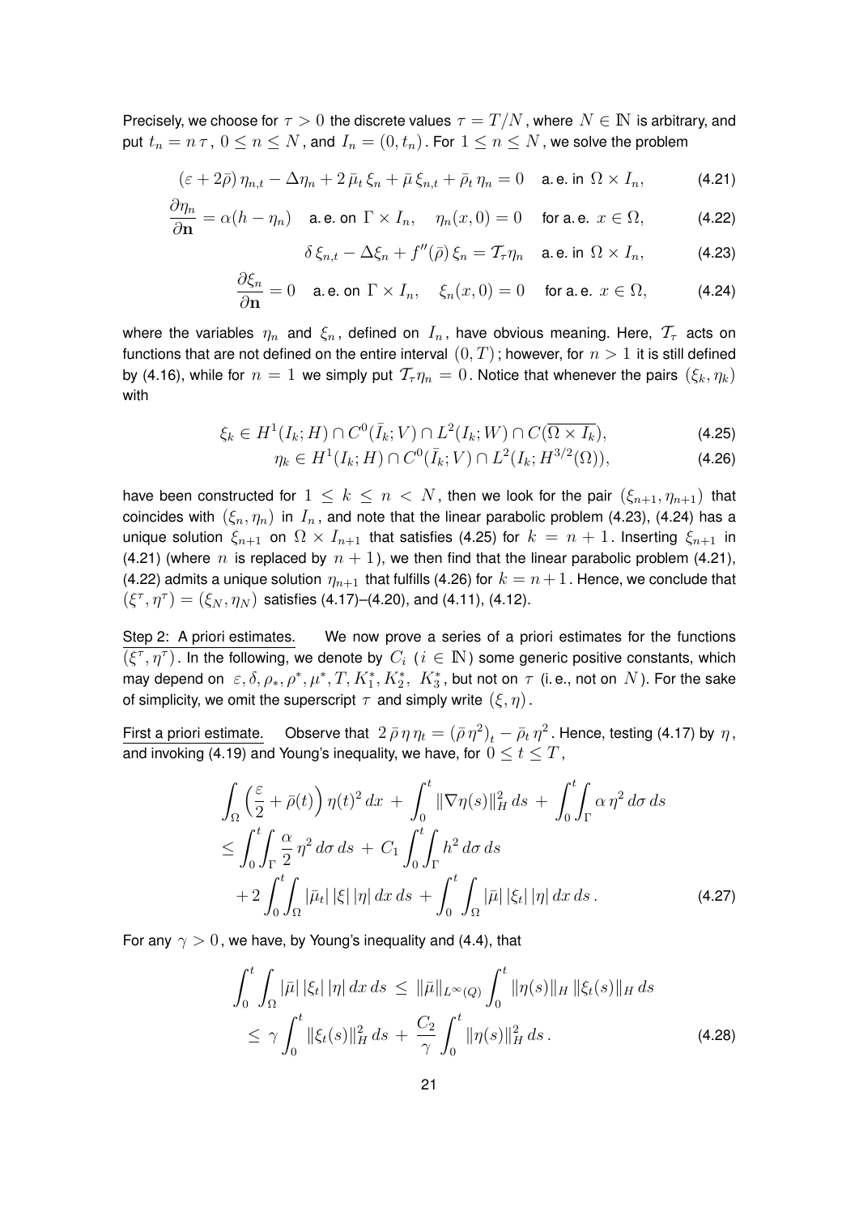Precisely, we choose for $\tau > 0$ the discrete values $\tau = T/N$, where $N \in \mathbb{N}$ is arbitrary, and put $t_n = n\,\tau$, $0 \le n \le N$, and $I_n = (0, t_n)$. For $1 \le n \le N$, we solve the problem

$$(\varepsilon + 2\bar{\rho})\,\eta_{n,t} - \Delta\eta_n + 2\,\bar{\mu}_t\,\xi_n + \bar{\mu}\,\xi_{n,t} + \bar{\rho}_t\,\eta_n = 0 \quad \text{a. e. in } \Omega \times I_n, \tag{4.21}$$

$$\frac{\partial \eta_n}{\partial \mathbf{n}} = \alpha(h - \eta_n) \quad \text{a. e. on } \Gamma \times I_n, \quad \eta_n(x, 0) = 0 \quad \text{for a. e. } x \in \Omega, \tag{4.22}$$

$$\delta\,\xi_{n,t} - \Delta\xi_n + f''(\bar{\rho})\,\xi_n = \mathcal{T}_\tau \eta_n \quad \text{a. e. in } \Omega \times I_n, \tag{4.23}$$

$$\frac{\partial \xi_n}{\partial \mathbf{n}} = 0 \quad \text{a. e. on } \Gamma \times I_n, \quad \xi_n(x, 0) = 0 \quad \text{for a. e. } x \in \Omega, \tag{4.24}$$

where the variables $\eta_n$ and $\xi_n$, defined on $I_n$, have obvious meaning. Here, $\mathcal{T}_\tau$ acts on functions that are not defined on the entire interval $(0, T)$; however, for $n > 1$ it is still defined by (4.16), while for $n = 1$ we simply put $\mathcal{T}_\tau \eta_n = 0$. Notice that whenever the pairs $(\xi_k, \eta_k)$ with

$$\xi_k \in H^1(I_k; H) \cap C^0(\bar{I}_k; V) \cap L^2(I_k; W) \cap C(\overline{\Omega \times I_k}), \tag{4.25}$$

$$\eta_k \in H^1(I_k; H) \cap C^0(\bar{I}_k; V) \cap L^2(I_k; H^{3/2}(\Omega)), \tag{4.26}$$

have been constructed for $1 \le k \le n < N$, then we look for the pair $(\xi_{n+1}, \eta_{n+1})$ that coincides with $(\xi_n, \eta_n)$ in $I_n$, and note that the linear parabolic problem (4.23), (4.24) has a unique solution $\xi_{n+1}$ on $\Omega \times I_{n+1}$ that satisfies (4.25) for $k = n + 1$. Inserting $\xi_{n+1}$ in (4.21) (where $n$ is replaced by $n + 1$), we then find that the linear parabolic problem (4.21), (4.22) admits a unique solution $\eta_{n+1}$ that fulfills (4.26) for $k = n+1$. Hence, we conclude that $(\xi^\tau, \eta^\tau) = (\xi_N, \eta_N)$ satisfies (4.17)–(4.20), and (4.11), (4.12).

Step 2: A priori estimates. We now prove a series of a priori estimates for the functions $(\xi^\tau, \eta^\tau)$. In the following, we denote by $C_i$ ($i \in \mathbb{N}$) some generic positive constants, which may depend on $\varepsilon, \delta, \rho_*, \rho^*, \mu^*, T, K_1^*, K_2^*, K_3^*$, but not on $\tau$ (i. e., not on $N$). For the sake of simplicity, we omit the superscript $\tau$ and simply write $(\xi, \eta)$.

First a priori estimate. Observe that $2\,\bar{\rho}\,\eta\,\eta_t = (\bar{\rho}\,\eta^2)_t - \bar{\rho}_t\,\eta^2$. Hence, testing (4.17) by $\eta$, and invoking (4.19) and Young's inequality, we have, for $0 \le t \le T$,

$$\begin{aligned}
&\int_\Omega \Big(\frac{\varepsilon}{2} + \bar{\rho}(t)\Big)\,\eta(t)^2\,dx \;+\; \int_0^t \|\nabla\eta(s)\|_H^2\,ds \;+\; \int_0^t\!\!\int_\Gamma \alpha\,\eta^2\,d\sigma\,ds \\
&\le \int_0^t\!\!\int_\Gamma \frac{\alpha}{2}\,\eta^2\,d\sigma\,ds \;+\; C_1 \int_0^t\!\!\int_\Gamma h^2\,d\sigma\,ds \\
&\quad + 2\int_0^t\!\!\int_\Omega |\bar{\mu}_t|\,|\xi|\,|\eta|\,dx\,ds \;+ \int_0^t\!\int_\Omega |\bar{\mu}|\,|\xi_t|\,|\eta|\,dx\,ds\,.
\end{aligned} \tag{4.27}$$

For any $\gamma > 0$, we have, by Young's inequality and (4.4), that

$$\begin{aligned}
\int_0^t\int_\Omega |\bar{\mu}|\,|\xi_t|\,|\eta|\,dx\,ds \;&\le\; \|\bar{\mu}\|_{L^\infty(Q)} \int_0^t \|\eta(s)\|_H\,\|\xi_t(s)\|_H\,ds \\
&\le\; \gamma \int_0^t \|\xi_t(s)\|_H^2\,ds \;+\; \frac{C_2}{\gamma}\int_0^t \|\eta(s)\|_H^2\,ds\,.
\end{aligned} \tag{4.28}$$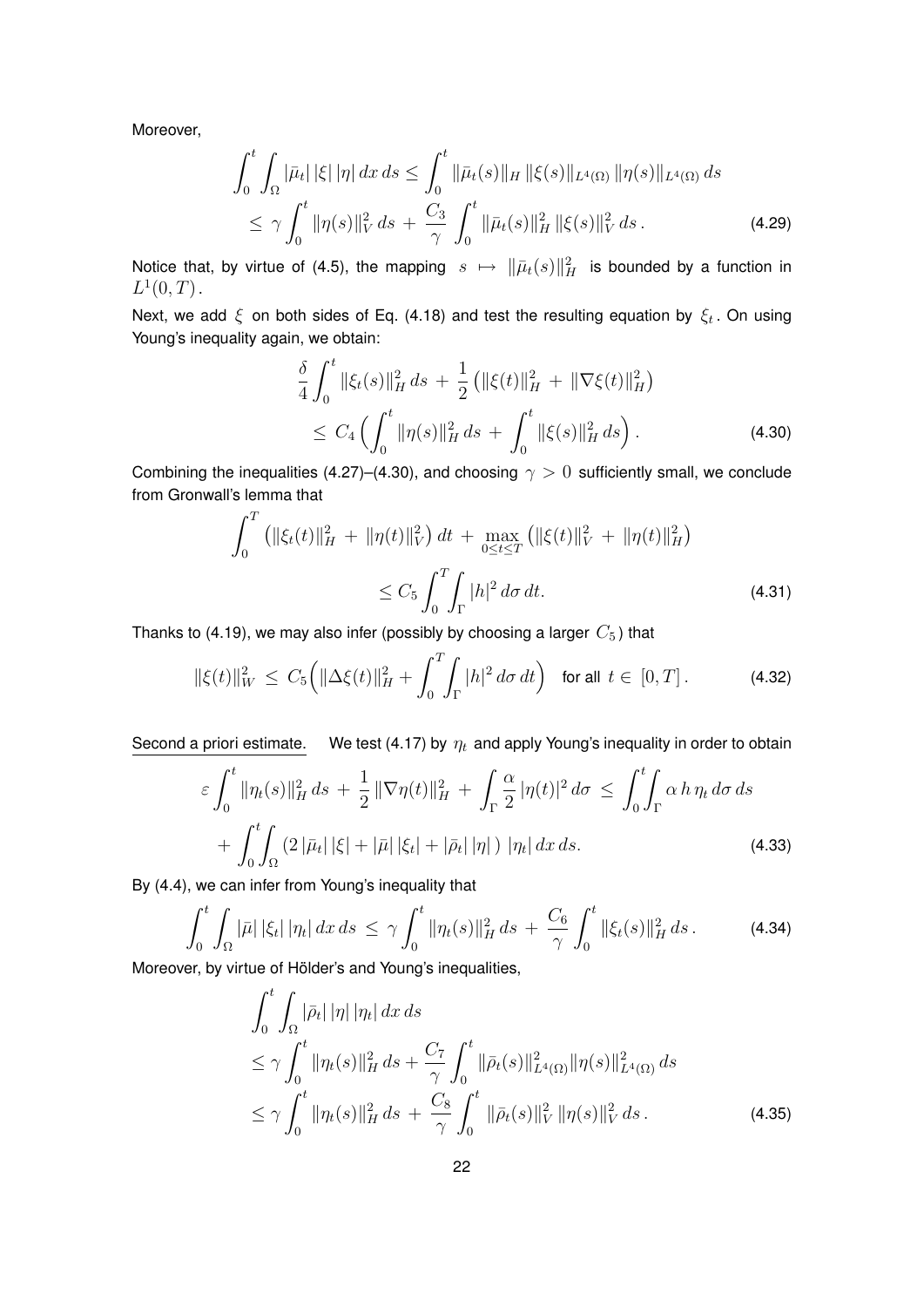Moreover,

$$\int_0^t \int_\Omega |\bar{\mu}_t| \, |\xi| \, |\eta| \, dx \, ds \leq \int_0^t \|\bar{\mu}_t(s)\|_H \, \|\xi(s)\|_{L^4(\Omega)} \, \|\eta(s)\|_{L^4(\Omega)} \, ds$$
$$\leq \gamma \int_0^t \|\eta(s)\|_V^2 \, ds + \frac{C_3}{\gamma} \int_0^t \|\bar{\mu}_t(s)\|_H^2 \, \|\xi(s)\|_V^2 \, ds \, . \tag{4.29}$$

Notice that, by virtue of (4.5), the mapping $s \mapsto \|\bar{\mu}_t(s)\|_H^2$ is bounded by a function in $L^1(0,T)$.

Next, we add $\xi$ on both sides of Eq. (4.18) and test the resulting equation by $\xi_t$. On using Young's inequality again, we obtain:

$$\frac{\delta}{4} \int_0^t \|\xi_t(s)\|_H^2 \, ds + \frac{1}{2} \left( \|\xi(t)\|_H^2 + \|\nabla \xi(t)\|_H^2 \right)$$
$$\leq C_4 \Big( \int_0^t \|\eta(s)\|_H^2 \, ds + \int_0^t \|\xi(s)\|_H^2 \, ds \Big) \, . \tag{4.30}$$

Combining the inequalities (4.27)–(4.30), and choosing $\gamma > 0$ sufficiently small, we conclude from Gronwall's lemma that

$$\int_0^T \left( \|\xi_t(t)\|_H^2 + \|\eta(t)\|_V^2 \right) dt + \max_{0 \leq t \leq T} \left( \|\xi(t)\|_V^2 + \|\eta(t)\|_H^2 \right)$$
$$\leq C_5 \int_0^T \!\! \int_\Gamma |h|^2 \, d\sigma \, dt. \tag{4.31}$$

Thanks to (4.19), we may also infer (possibly by choosing a larger $C_5$) that

$$\|\xi(t)\|_W^2 \leq C_5 \Big( \|\Delta \xi(t)\|_H^2 + \int_0^T \!\! \int_\Gamma |h|^2 \, d\sigma \, dt \Big) \quad \text{for all } t \in [0,T] \, . \tag{4.32}$$

<u>Second a priori estimate.</u> We test (4.17) by $\eta_t$ and apply Young's inequality in order to obtain

$$\varepsilon \int_0^t \|\eta_t(s)\|_H^2 \, ds + \frac{1}{2} \|\nabla \eta(t)\|_H^2 + \int_\Gamma \frac{\alpha}{2} |\eta(t)|^2 \, d\sigma \leq \int_0^t \!\! \int_\Gamma \alpha \, h \, \eta_t \, d\sigma \, ds$$
$$+ \int_0^t \!\! \int_\Omega \left( 2 \, |\bar{\mu}_t| \, |\xi| + |\bar{\mu}| \, |\xi_t| + |\bar{\rho}_t| \, |\eta| \, \right) |\eta_t| \, dx \, ds. \tag{4.33}$$

By (4.4), we can infer from Young's inequality that

$$\int_0^t \int_\Omega |\bar{\mu}| \, |\xi_t| \, |\eta_t| \, dx \, ds \leq \gamma \int_0^t \|\eta_t(s)\|_H^2 \, ds + \frac{C_6}{\gamma} \int_0^t \|\xi_t(s)\|_H^2 \, ds \, . \tag{4.34}$$

Moreover, by virtue of Hölder's and Young's inequalities,

$$\int_0^t \int_\Omega |\bar{\rho}_t| \, |\eta| \, |\eta_t| \, dx \, ds$$
$$\leq \gamma \int_0^t \|\eta_t(s)\|_H^2 \, ds + \frac{C_7}{\gamma} \int_0^t \|\bar{\rho}_t(s)\|_{L^4(\Omega)}^2 \|\eta(s)\|_{L^4(\Omega)}^2 \, ds$$
$$\leq \gamma \int_0^t \|\eta_t(s)\|_H^2 \, ds + \frac{C_8}{\gamma} \int_0^t \|\bar{\rho}_t(s)\|_V^2 \, \|\eta(s)\|_V^2 \, ds \, . \tag{4.35}$$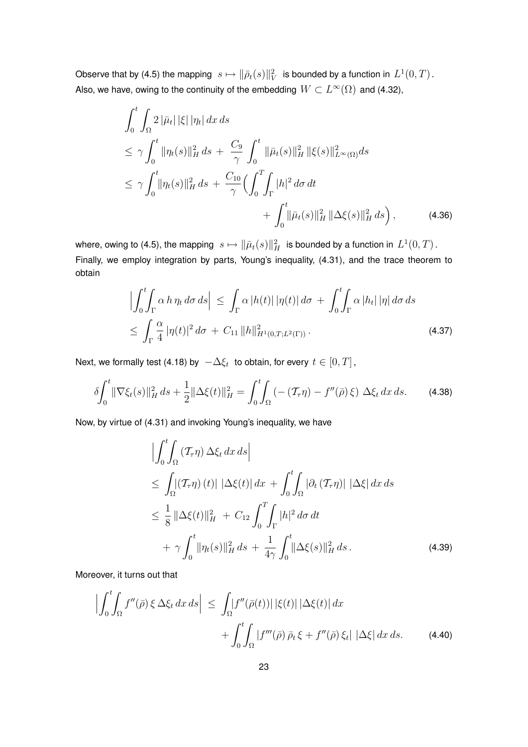Observe that by (4.5) the mapping $s \mapsto \|\bar\rho_t(s)\|_V^2$ is bounded by a function in $L^1(0,T)$. Also, we have, owing to the continuity of the embedding $W \subset L^\infty(\Omega)$ and (4.32),

$$
\begin{aligned}
&\int_0^t \int_\Omega 2\,|\bar\mu_t|\,|\xi|\,|\eta_t|\,dx\,ds \\
&\le \gamma \int_0^t \|\eta_t(s)\|_H^2\,ds \,+\, \frac{C_9}{\gamma} \int_0^t \|\bar\mu_t(s)\|_H^2\,\|\xi(s)\|_{L^\infty(\Omega)}^2 ds \\
&\le \gamma \int_0^t \|\eta_t(s)\|_H^2\,ds \,+\, \frac{C_{10}}{\gamma}\Big(\int_0^T\!\!\int_\Gamma |h|^2\,d\sigma\,dt \\
&\qquad\qquad + \int_0^t \|\bar\mu_t(s)\|_H^2\,\|\Delta\xi(s)\|_H^2\,ds\Big),
\end{aligned}
\tag{4.36}
$$

where, owing to (4.5), the mapping $s \mapsto \|\bar\mu_t(s)\|_H^2$ is bounded by a function in $L^1(0,T)$. Finally, we employ integration by parts, Young's inequality, (4.31), and the trace theorem to obtain

$$
\begin{aligned}
\Big|\int_0^t\!\!\int_\Gamma \alpha\,h\,\eta_t\,d\sigma\,ds\Big| &\le \int_\Gamma \alpha\,|h(t)|\,|\eta(t)|\,d\sigma \,+\, \int_0^t\!\!\int_\Gamma \alpha\,|h_t|\,|\eta|\,d\sigma\,ds \\
&\le \int_\Gamma \frac{\alpha}{4}\,|\eta(t)|^2\,d\sigma \,+\, C_{11}\,\|h\|_{H^1(0,T;L^2(\Gamma))}^2\,.
\end{aligned}
\tag{4.37}
$$

Next, we formally test (4.18) by $-\Delta\xi_t$ to obtain, for every $t \in [0,T]$,

$$
\delta\int_0^t \|\nabla\xi_t(s)\|_H^2\,ds + \frac{1}{2}\|\Delta\xi(t)\|_H^2 = \int_0^t\!\!\int_\Omega \left(-\left(\mathcal{T}_\tau\eta\right) - f''(\bar\rho)\,\xi\right)\,\Delta\xi_t\,dx\,ds. \tag{4.38}
$$

Now, by virtue of (4.31) and invoking Young's inequality, we have

$$
\begin{aligned}
&\Big|\int_0^t\!\!\int_\Omega \left(\mathcal{T}_\tau\eta\right)\Delta\xi_t\,dx\,ds\Big| \\
&\le \int_\Omega |\left(\mathcal{T}_\tau\eta\right)(t)|\;|\Delta\xi(t)|\,dx \,+\, \int_0^t\!\!\int_\Omega |\partial_t\left(\mathcal{T}_\tau\eta\right)|\;|\Delta\xi|\,dx\,ds \\
&\le \frac{1}{8}\,\|\Delta\xi(t)\|_H^2 \,+\, C_{12}\int_0^T\!\!\int_\Gamma |h|^2\,d\sigma\,dt \\
&\quad + \gamma\int_0^t \|\eta_t(s)\|_H^2\,ds \,+\, \frac{1}{4\gamma}\int_0^t \|\Delta\xi(s)\|_H^2\,ds\,.
\end{aligned}
\tag{4.39}
$$

Moreover, it turns out that

$$
\begin{aligned}
\Big|\int_0^t\!\!\int_\Omega f''(\bar\rho)\,\xi\,\Delta\xi_t\,dx\,ds\Big| &\le \int_\Omega |f''(\bar\rho(t))|\,|\xi(t)|\,|\Delta\xi(t)|\,dx \\
&\quad + \int_0^t\!\!\int_\Omega |f'''(\bar\rho)\,\bar\rho_t\,\xi + f''(\bar\rho)\,\xi_t|\;|\Delta\xi|\,dx\,ds.
\end{aligned}
\tag{4.40}
$$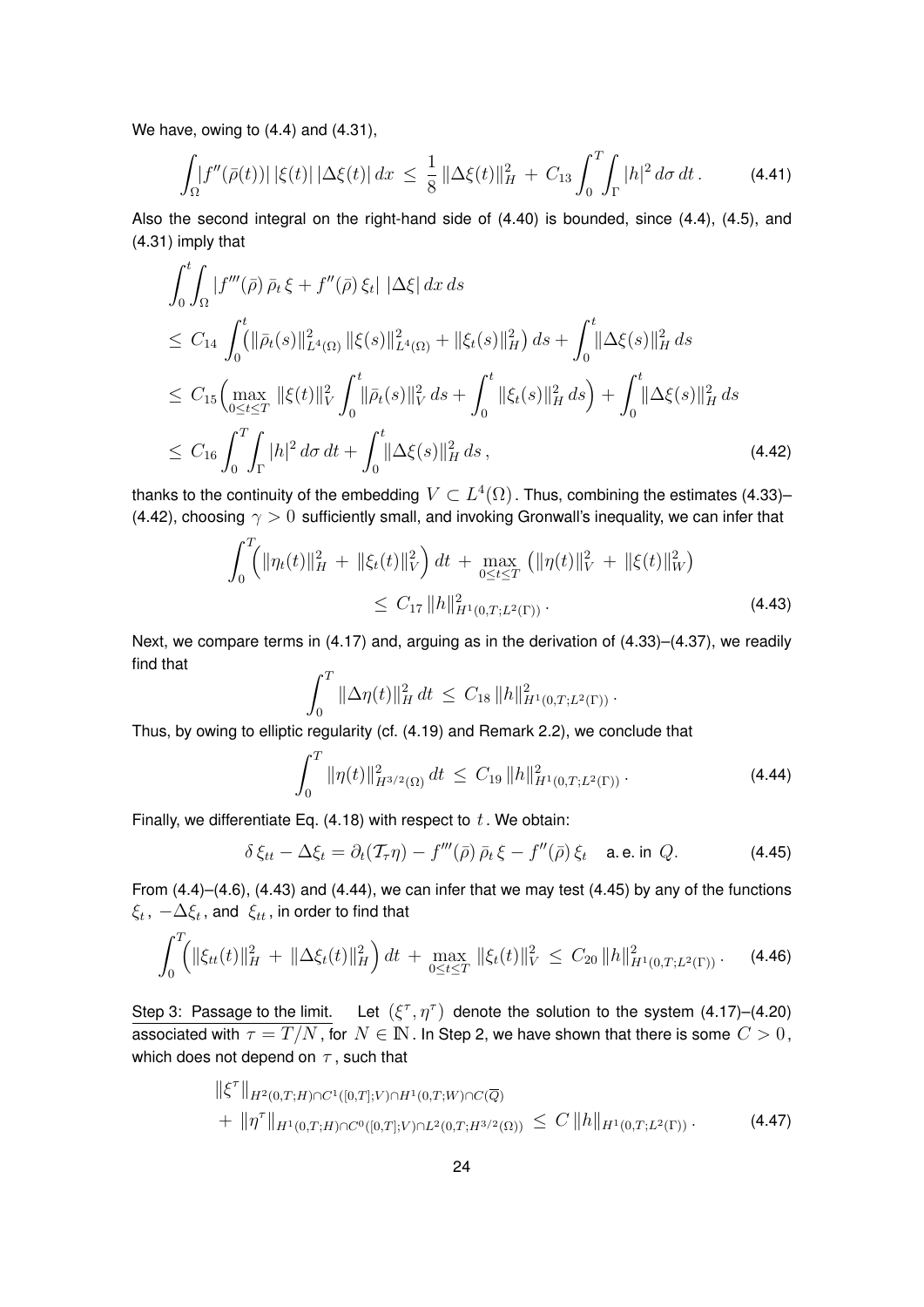We have, owing to (4.4) and (4.31),

$$\int_\Omega |f''(\bar\rho(t))|\,|\xi(t)|\,|\Delta\xi(t)|\,dx \,\le\, \frac{1}{8}\,\|\Delta\xi(t)\|_H^2 \,+\, C_{13}\int_0^T\!\!\int_\Gamma |h|^2\,d\sigma\,dt\,. \tag{4.41}$$

Also the second integral on the right-hand side of (4.40) is bounded, since (4.4), (4.5), and (4.31) imply that

$$\begin{aligned}
&\int_0^t\!\!\int_\Omega |f'''(\bar\rho)\,\bar\rho_t\,\xi + f''(\bar\rho)\,\xi_t|\;|\Delta\xi|\,dx\,ds \\
&\le\, C_{14}\,\int_0^t\!\Big(\|\bar\rho_t(s)\|_{L^4(\Omega)}^2\,\|\xi(s)\|_{L^4(\Omega)}^2 + \|\xi_t(s)\|_H^2\Big)\,ds + \int_0^t\!\|\Delta\xi(s)\|_H^2\,ds \\
&\le\, C_{15}\Big(\max_{0\le t\le T}\,\|\xi(t)\|_V^2\int_0^t\!\|\bar\rho_t(s)\|_V^2\,ds + \int_0^t\,\|\xi_t(s)\|_H^2\,ds\Big) + \int_0^t\!\|\Delta\xi(s)\|_H^2\,ds \\
&\le\, C_{16}\int_0^T\!\!\int_\Gamma |h|^2\,d\sigma\,dt + \int_0^t\!\|\Delta\xi(s)\|_H^2\,ds\,,
\end{aligned} \tag{4.42}$$

thanks to the continuity of the embedding $V\subset L^4(\Omega)$. Thus, combining the estimates (4.33)–(4.42), choosing $\gamma>0$ sufficiently small, and invoking Gronwall's inequality, we can infer that

$$\begin{aligned}
\int_0^T\!\Big(\|\eta_t(t)\|_H^2 \,+\, \|\xi_t(t)\|_V^2\Big)\,dt \,+\, \max_{0\le t\le T}\,\big(\|\eta(t)\|_V^2 \,+\, \|\xi(t)\|_W^2\big)& \\
\le\, C_{17}\,\|h\|_{H^1(0,T;L^2(\Gamma))}^2\,.&
\end{aligned} \tag{4.43}$$

Next, we compare terms in (4.17) and, arguing as in the derivation of (4.33)–(4.37), we readily find that

$$\int_0^T\,\|\Delta\eta(t)\|_H^2\,dt \,\le\, C_{18}\,\|h\|_{H^1(0,T;L^2(\Gamma))}^2\,.$$

Thus, by owing to elliptic regularity (cf. (4.19) and Remark 2.2), we conclude that

$$\int_0^T\,\|\eta(t)\|_{H^{3/2}(\Omega)}^2\,dt \,\le\, C_{19}\,\|h\|_{H^1(0,T;L^2(\Gamma))}^2\,. \tag{4.44}$$

Finally, we differentiate Eq. (4.18) with respect to $t$. We obtain:

$$\delta\,\xi_{tt} - \Delta\xi_t = \partial_t(\mathcal{T}_\tau\eta) - f'''(\bar\rho)\,\bar\rho_t\,\xi - f''(\bar\rho)\,\xi_t \quad \text{a.e. in } Q. \tag{4.45}$$

From (4.4)–(4.6), (4.43) and (4.44), we can infer that we may test (4.45) by any of the functions $\xi_t$, $-\Delta\xi_t$, and $\xi_{tt}$, in order to find that

$$\int_0^T\!\Big(\|\xi_{tt}(t)\|_H^2 \,+\, \|\Delta\xi_t(t)\|_H^2\Big)\,dt \,+\, \max_{0\le t\le T}\,\|\xi_t(t)\|_V^2 \,\le\, C_{20}\,\|h\|_{H^1(0,T;L^2(\Gamma))}^2\,. \tag{4.46}$$

<u>Step 3: Passage to the limit.</u> Let $(\xi^\tau,\eta^\tau)$ denote the solution to the system (4.17)–(4.20) associated with $\tau=T/N$, for $N\in\mathbb{N}$. In Step 2, we have shown that there is some $C>0$, which does not depend on $\tau$, such that

$$\begin{aligned}
&\|\xi^\tau\|_{H^2(0,T;H)\cap C^1([0,T];V)\cap H^1(0,T;W)\cap C(\overline{Q})} \\
&+\, \|\eta^\tau\|_{H^1(0,T;H)\cap C^0([0,T];V)\cap L^2(0,T;H^{3/2}(\Omega))} \,\le\, C\,\|h\|_{H^1(0,T;L^2(\Gamma))}\,.
\end{aligned} \tag{4.47}$$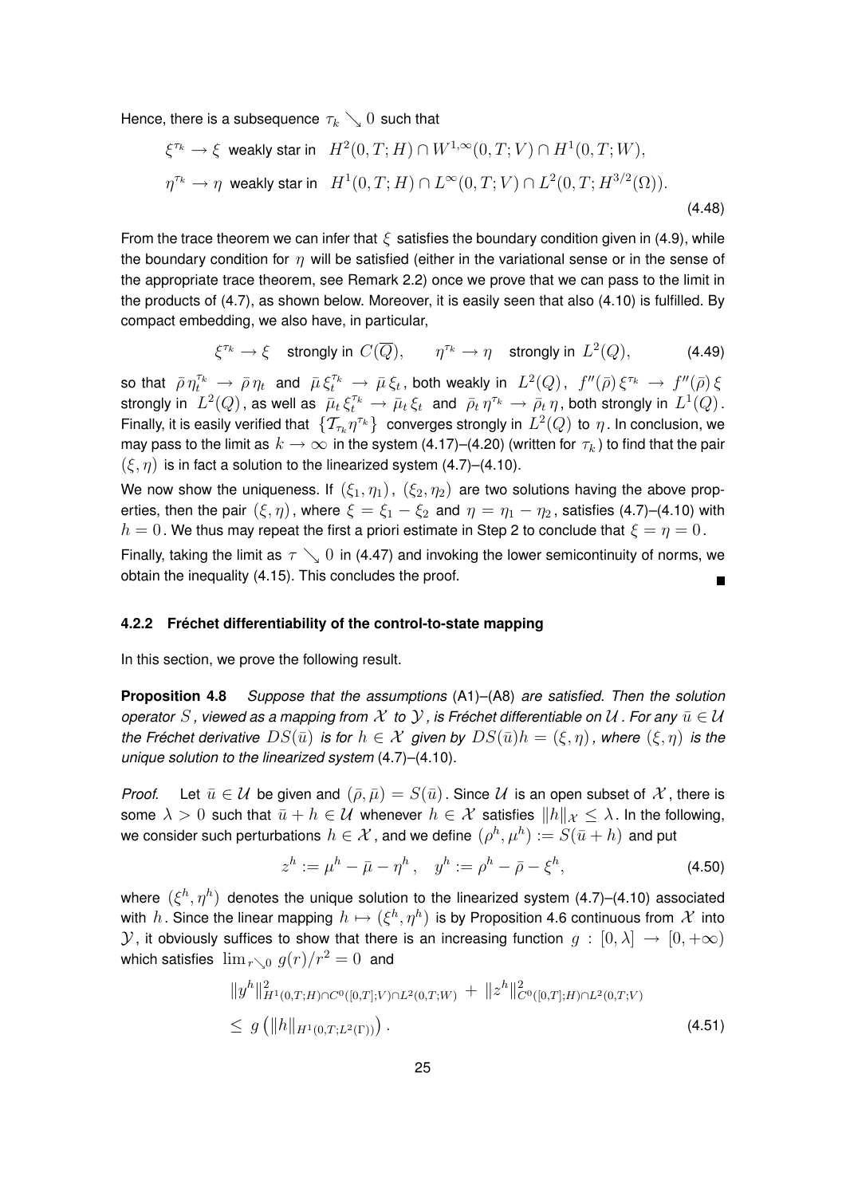Hence, there is a subsequence $\tau_k \searrow 0$ such that

$$
\begin{aligned}
&\xi^{\tau_k} \to \xi \ \text{ weakly star in } \ H^2(0,T;H) \cap W^{1,\infty}(0,T;V) \cap H^1(0,T;W), \\
&\eta^{\tau_k} \to \eta \ \text{ weakly star in } \ H^1(0,T;H) \cap L^\infty(0,T;V) \cap L^2(0,T;H^{3/2}(\Omega)).
\end{aligned}
\tag{4.48}
$$

From the trace theorem we can infer that $\xi$ satisfies the boundary condition given in (4.9), while the boundary condition for $\eta$ will be satisfied (either in the variational sense or in the sense of the appropriate trace theorem, see Remark 2.2) once we prove that we can pass to the limit in the products of (4.7), as shown below. Moreover, it is easily seen that also (4.10) is fulfilled. By compact embedding, we also have, in particular,

$$
\xi^{\tau_k} \to \xi \quad \text{strongly in } C(\overline{Q}), \qquad \eta^{\tau_k} \to \eta \quad \text{strongly in } L^2(Q),
\tag{4.49}
$$

so that $\bar\rho\, \eta_t^{\tau_k} \to \bar\rho\, \eta_t$ and $\bar\mu\, \xi_t^{\tau_k} \to \bar\mu\, \xi_t$, both weakly in $L^2(Q)$, $f''(\bar\rho)\, \xi^{\tau_k} \to f''(\bar\rho)\, \xi$ strongly in $L^2(Q)$, as well as $\bar\mu_t\, \xi_t^{\tau_k} \to \bar\mu_t\, \xi_t$ and $\bar\rho_t\, \eta^{\tau_k} \to \bar\rho_t\, \eta$, both strongly in $L^1(Q)$. Finally, it is easily verified that $\{\mathcal{T}_{\tau_k}\eta^{\tau_k}\}$ converges strongly in $L^2(Q)$ to $\eta$. In conclusion, we may pass to the limit as $k \to \infty$ in the system (4.17)–(4.20) (written for $\tau_k$) to find that the pair $(\xi, \eta)$ is in fact a solution to the linearized system (4.7)–(4.10).

We now show the uniqueness. If $(\xi_1, \eta_1)$, $(\xi_2, \eta_2)$ are two solutions having the above properties, then the pair $(\xi, \eta)$, where $\xi = \xi_1 - \xi_2$ and $\eta = \eta_1 - \eta_2$, satisfies (4.7)–(4.10) with $h = 0$. We thus may repeat the first a priori estimate in Step 2 to conclude that $\xi = \eta = 0$.

Finally, taking the limit as $\tau \searrow 0$ in (4.47) and invoking the lower semicontinuity of norms, we obtain the inequality (4.15). This concludes the proof. ∎

#### 4.2.2 Fréchet differentiability of the control-to-state mapping

In this section, we prove the following result.

**Proposition 4.8** *Suppose that the assumptions* (A1)–(A8) *are satisfied. Then the solution operator $S$, viewed as a mapping from $\mathcal{X}$ to $\mathcal{Y}$, is Fréchet differentiable on $\mathcal{U}$. For any $\bar u \in \mathcal{U}$ the Fréchet derivative $DS(\bar u)$ is for $h \in \mathcal{X}$ given by $DS(\bar u)h = (\xi, \eta)$, where $(\xi, \eta)$ is the unique solution to the linearized system* (4.7)–(4.10).

*Proof.* Let $\bar u \in \mathcal{U}$ be given and $(\bar\rho, \bar\mu) = S(\bar u)$. Since $\mathcal{U}$ is an open subset of $\mathcal{X}$, there is some $\lambda > 0$ such that $\bar u + h \in \mathcal{U}$ whenever $h \in \mathcal{X}$ satisfies $\|h\|_{\mathcal{X}} \le \lambda$. In the following, we consider such perturbations $h \in \mathcal{X}$, and we define $(\rho^h, \mu^h) := S(\bar u + h)$ and put

$$
z^h := \mu^h - \bar\mu - \eta^h, \quad y^h := \rho^h - \bar\rho - \xi^h,
\tag{4.50}
$$

where $(\xi^h, \eta^h)$ denotes the unique solution to the linearized system (4.7)–(4.10) associated with $h$. Since the linear mapping $h \mapsto (\xi^h, \eta^h)$ is by Proposition 4.6 continuous from $\mathcal{X}$ into $\mathcal{Y}$, it obviously suffices to show that there is an increasing function $g : [0, \lambda] \to [0, +\infty)$ which satisfies $\lim_{r \searrow 0} g(r)/r^2 = 0$ and

$$
\begin{aligned}
&\|y^h\|^2_{H^1(0,T;H) \cap C^0([0,T];V) \cap L^2(0,T;W)} \;+\; \|z^h\|^2_{C^0([0,T];H) \cap L^2(0,T;V)} \\
&\le\; g\left(\|h\|_{H^1(0,T;L^2(\Gamma))}\right).
\end{aligned}
\tag{4.51}
$$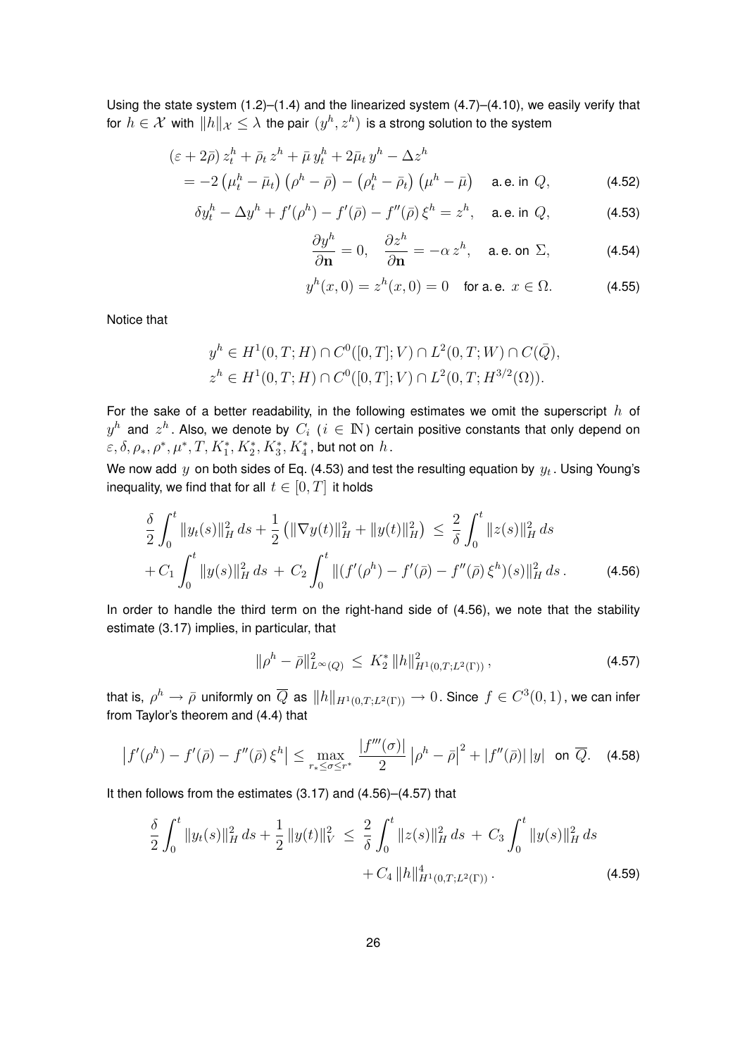Using the state system (1.2)–(1.4) and the linearized system (4.7)–(4.10), we easily verify that for $h \in \mathcal{X}$ with $\|h\|_{\mathcal{X}} \le \lambda$ the pair $(y^h, z^h)$ is a strong solution to the system

$$
\begin{aligned}
&(\varepsilon + 2\bar\rho)\, z_t^h + \bar\rho_t\, z^h + \bar\mu\, y_t^h + 2\bar\mu_t\, y^h - \Delta z^h \\
&\quad = -2\left(\mu_t^h - \bar\mu_t\right)\left(\rho^h - \bar\rho\right) - \left(\rho_t^h - \bar\rho_t\right)\left(\mu^h - \bar\mu\right) \quad \text{a. e. in } Q, \qquad (4.52)
\end{aligned}
$$

$$
\delta y_t^h - \Delta y^h + f'(\rho^h) - f'(\bar\rho) - f''(\bar\rho)\,\xi^h = z^h, \quad \text{a. e. in } Q, \qquad (4.53)
$$

$$
\frac{\partial y^h}{\partial \mathbf{n}} = 0, \quad \frac{\partial z^h}{\partial \mathbf{n}} = -\alpha\, z^h, \quad \text{a. e. on } \Sigma, \qquad (4.54)
$$

$$
y^h(x,0) = z^h(x,0) = 0 \quad \text{for a. e. } x \in \Omega. \qquad (4.55)
$$

Notice that

$$
\begin{aligned}
&y^h \in H^1(0,T;H) \cap C^0([0,T];V) \cap L^2(0,T;W) \cap C(\bar Q),\\
&z^h \in H^1(0,T;H) \cap C^0([0,T];V) \cap L^2(0,T;H^{3/2}(\Omega)).
\end{aligned}
$$

For the sake of a better readability, in the following estimates we omit the superscript $h$ of $y^h$ and $z^h$. Also, we denote by $C_i$ ($i \in \mathbb{N}$) certain positive constants that only depend on $\varepsilon, \delta, \rho_*, \rho^*, \mu^*, T, K_1^*, K_2^*, K_3^*, K_4^*$, but not on $h$.

We now add $y$ on both sides of Eq. (4.53) and test the resulting equation by $y_t$. Using Young's inequality, we find that for all $t \in [0,T]$ it holds

$$
\begin{aligned}
&\frac{\delta}{2}\int_0^t \|y_t(s)\|_H^2\,ds + \frac{1}{2}\left(\|\nabla y(t)\|_H^2 + \|y(t)\|_H^2\right) \;\le\; \frac{2}{\delta}\int_0^t \|z(s)\|_H^2\,ds \\
&+ C_1\int_0^t \|y(s)\|_H^2\,ds \,+\, C_2\int_0^t \|(f'(\rho^h) - f'(\bar\rho) - f''(\bar\rho)\,\xi^h)(s)\|_H^2\,ds\,. \qquad (4.56)
\end{aligned}
$$

In order to handle the third term on the right-hand side of (4.56), we note that the stability estimate (3.17) implies, in particular, that

$$
\|\rho^h - \bar\rho\|_{L^\infty(Q)}^2 \;\le\; K_2^*\, \|h\|_{H^1(0,T;L^2(\Gamma))}^2\,, \qquad (4.57)
$$

that is, $\rho^h \to \bar\rho$ uniformly on $\overline{Q}$ as $\|h\|_{H^1(0,T;L^2(\Gamma))} \to 0$. Since $f \in C^3(0,1)$, we can infer from Taylor's theorem and (4.4) that

$$
\left|f'(\rho^h) - f'(\bar\rho) - f''(\bar\rho)\,\xi^h\right| \le \max_{r_* \le \sigma \le r^*} \frac{|f'''(\sigma)|}{2}\left|\rho^h - \bar\rho\right|^2 + |f''(\bar\rho)|\,|y| \quad \text{on } \overline{Q}. \qquad (4.58)
$$

It then follows from the estimates (3.17) and (4.56)–(4.57) that

$$
\begin{aligned}
\frac{\delta}{2}\int_0^t \|y_t(s)\|_H^2\,ds + \frac{1}{2}\,\|y(t)\|_V^2 \;\le\; &\frac{2}{\delta}\int_0^t \|z(s)\|_H^2\,ds \,+\, C_3\int_0^t \|y(s)\|_H^2\,ds \\
&+ C_4\,\|h\|_{H^1(0,T;L^2(\Gamma))}^4\,. \qquad (4.59)
\end{aligned}
$$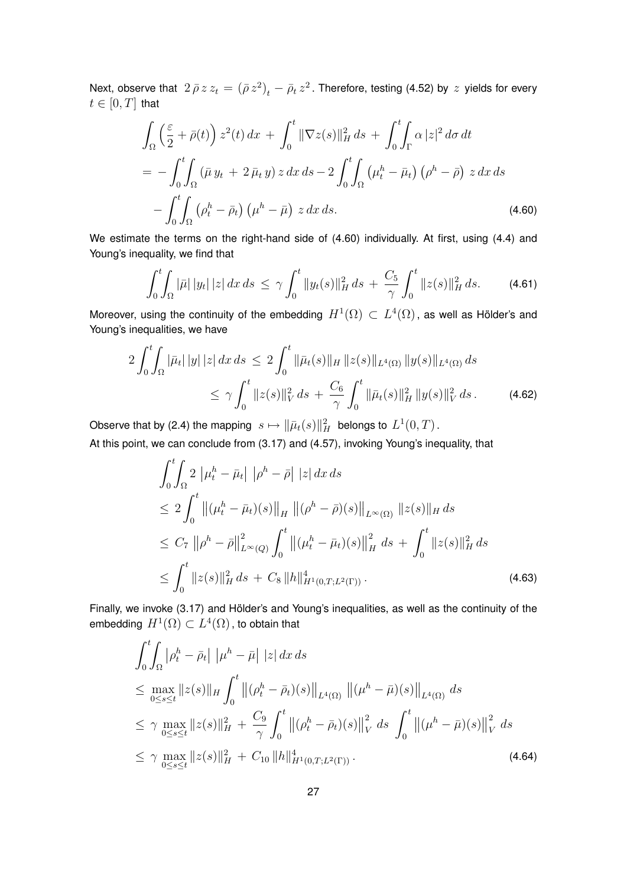Next, observe that $2\,\bar\rho\,z\,z_t = \left(\bar\rho\,z^2\right)_t - \bar\rho_t\,z^2$. Therefore, testing (4.52) by $z$ yields for every $t\in[0,T]$ that

$$
\begin{aligned}
&\int_\Omega \Big(\frac{\varepsilon}{2} + \bar\rho(t)\Big)\,z^2(t)\,dx \,+\, \int_0^t \|\nabla z(s)\|_H^2\,ds \,+\, \int_0^t\!\!\int_\Gamma \alpha\,|z|^2\,d\sigma\,dt \\
&= -\int_0^t\!\!\int_\Omega \left(\bar\mu\,y_t \,+\, 2\,\bar\mu_t\,y\right) z\,dx\,ds - 2\int_0^t\!\!\int_\Omega \left(\mu^h_t - \bar\mu_t\right)\left(\rho^h - \bar\rho\right)\,z\,dx\,ds \\
&\quad - \int_0^t\!\!\int_\Omega \left(\rho^h_t - \bar\rho_t\right)\left(\mu^h - \bar\mu\right)\,z\,dx\,ds. 
\end{aligned}
\tag{4.60}
$$

We estimate the terms on the right-hand side of (4.60) individually. At first, using (4.4) and Young's inequality, we find that

$$
\int_0^t\!\!\int_\Omega |\bar\mu|\,|y_t|\,|z|\,dx\,ds \,\le\, \gamma\int_0^t \|y_t(s)\|_H^2\,ds \,+\, \frac{C_5}{\gamma}\int_0^t \|z(s)\|_H^2\,ds. \tag{4.61}
$$

Moreover, using the continuity of the embedding $H^1(\Omega)\subset L^4(\Omega)$, as well as Hölder's and Young's inequalities, we have

$$
\begin{aligned}
2\int_0^t\!\!\int_\Omega |\bar\mu_t|\,|y|\,|z|\,dx\,ds \,&\le\, 2\int_0^t \|\bar\mu_t(s)\|_H\,\|z(s)\|_{L^4(\Omega)}\,\|y(s)\|_{L^4(\Omega)}\,ds \\
&\le\, \gamma\int_0^t \|z(s)\|_V^2\,ds \,+\, \frac{C_6}{\gamma}\int_0^t \|\bar\mu_t(s)\|_H^2\,\|y(s)\|_V^2\,ds\,.
\end{aligned}
\tag{4.62}
$$

Observe that by (2.4) the mapping $s\mapsto\|\bar\mu_t(s)\|_H^2$ belongs to $L^1(0,T)$.

At this point, we can conclude from (3.17) and (4.57), invoking Young's inequality, that

$$
\begin{aligned}
&\int_0^t\!\!\int_\Omega 2\,\left|\mu^h_t - \bar\mu_t\right|\,\left|\rho^h - \bar\rho\right|\,|z|\,dx\,ds \\
&\le\, 2\int_0^t \left\|(\mu^h_t - \bar\mu_t)(s)\right\|_H\,\left\|(\rho^h - \bar\rho)(s)\right\|_{L^\infty(\Omega)}\,\|z(s)\|_H\,ds \\
&\le\, C_7\,\left\|\rho^h - \bar\rho\right\|_{L^\infty(Q)}^2 \int_0^t \left\|(\mu^h_t - \bar\mu_t)(s)\right\|_H^2\,ds \,+\, \int_0^t \|z(s)\|_H^2\,ds \\
&\le\, \int_0^t \|z(s)\|_H^2\,ds \,+\, C_8\,\|h\|_{H^1(0,T;L^2(\Gamma))}^4\,.
\end{aligned}
\tag{4.63}
$$

Finally, we invoke (3.17) and Hölder's and Young's inequalities, as well as the continuity of the embedding $H^1(\Omega)\subset L^4(\Omega)$, to obtain that

$$
\begin{aligned}
&\int_0^t\!\!\int_\Omega \left|\rho^h_t - \bar\rho_t\right|\,\left|\mu^h - \bar\mu\right|\,|z|\,dx\,ds \\
&\le\, \max_{0\le s\le t}\|z(s)\|_H \int_0^t \left\|(\rho^h_t - \bar\rho_t)(s)\right\|_{L^4(\Omega)}\,\left\|(\mu^h - \bar\mu)(s)\right\|_{L^4(\Omega)}\,ds \\
&\le\, \gamma\,\max_{0\le s\le t}\|z(s)\|_H^2 \,+\, \frac{C_9}{\gamma}\int_0^t \left\|(\rho^h_t - \bar\rho_t)(s)\right\|_V^2\,ds\,\int_0^t \left\|(\mu^h - \bar\mu)(s)\right\|_V^2\,ds \\
&\le\, \gamma\,\max_{0\le s\le t}\|z(s)\|_H^2 \,+\, C_{10}\,\|h\|_{H^1(0,T;L^2(\Gamma))}^4\,.
\end{aligned}
\tag{4.64}
$$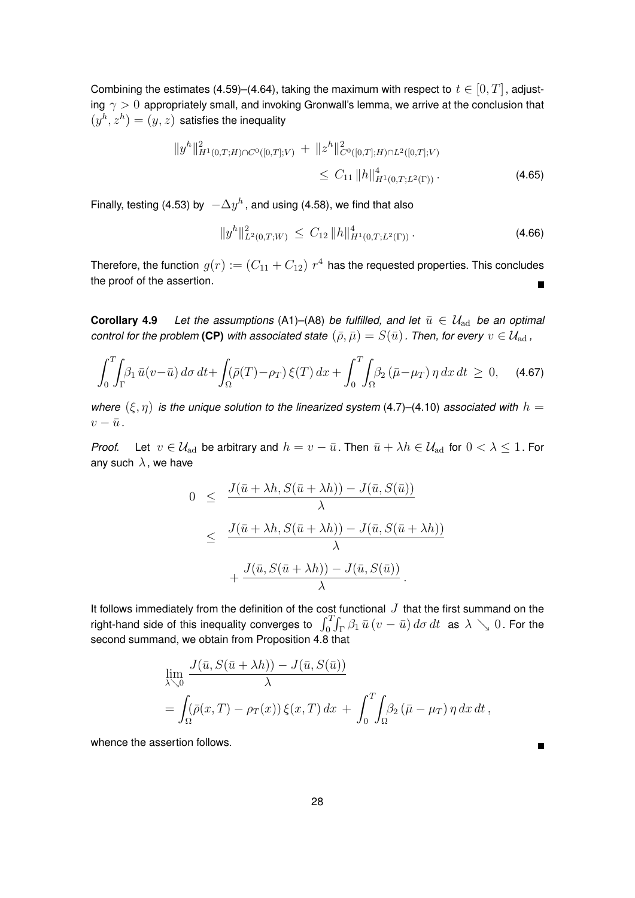Combining the estimates (4.59)–(4.64), taking the maximum with respect to $t \in [0,T]$, adjusting $\gamma > 0$ appropriately small, and invoking Gronwall's lemma, we arrive at the conclusion that $(y^h, z^h) = (y, z)$ satisfies the inequality

$$\|y^h\|^2_{H^1(0,T;H)\cap C^0([0,T];V)} \,+\, \|z^h\|^2_{C^0([0,T];H)\cap L^2([0,T];V)} \le\, C_{11}\, \|h\|^4_{H^1(0,T;L^2(\Gamma))}\,. \tag{4.65}$$

Finally, testing (4.53) by $-\Delta y^h$, and using (4.58), we find that also

$$\|y^h\|^2_{L^2(0,T;W)} \,\le\, C_{12}\, \|h\|^4_{H^1(0,T;L^2(\Gamma))}\,. \tag{4.66}$$

Therefore, the function $g(r) := (C_{11} + C_{12})\; r^4$ has the requested properties. This concludes the proof of the assertion. ∎

**Corollary 4.9** *Let the assumptions* (A1)–(A8) *be fulfilled, and let $\bar u \in \mathcal{U}_{\rm ad}$ be an optimal control for the problem* **(CP)** *with associated state $(\bar\rho, \bar\mu) = S(\bar u)$. Then, for every $v \in \mathcal{U}_{\rm ad}$,*

$$\int_0^T\!\!\int_\Gamma \beta_1\, \bar u (v - \bar u)\, d\sigma\, dt + \int_\Omega (\bar\rho(T) - \rho_T)\, \xi(T)\, dx + \int_0^T\!\!\int_\Omega \beta_2\, (\bar\mu - \mu_T)\, \eta\, dx\, dt \,\ge\, 0, \tag{4.67}$$

*where $(\xi, \eta)$ is the unique solution to the linearized system* (4.7)–(4.10) *associated with $h = v - \bar u$.*

*Proof.* Let $v \in \mathcal{U}_{\rm ad}$ be arbitrary and $h = v - \bar u$. Then $\bar u + \lambda h \in \mathcal{U}_{\rm ad}$ for $0 < \lambda \le 1$. For any such $\lambda$, we have

$$\begin{aligned}
0 \;&\le\; \frac{J(\bar u + \lambda h, S(\bar u + \lambda h)) - J(\bar u, S(\bar u))}{\lambda} \\
&\le\; \frac{J(\bar u + \lambda h, S(\bar u + \lambda h)) - J(\bar u, S(\bar u + \lambda h))}{\lambda} \\
&\quad + \frac{J(\bar u, S(\bar u + \lambda h)) - J(\bar u, S(\bar u))}{\lambda}\,.
\end{aligned}$$

It follows immediately from the definition of the cost functional $J$ that the first summand on the right-hand side of this inequality converges to $\int_0^T\!\int_\Gamma \beta_1\, \bar u\, (v - \bar u)\, d\sigma\, dt$ as $\lambda \searrow 0$. For the second summand, we obtain from Proposition 4.8 that

$$\begin{aligned}
&\lim_{\lambda \searrow 0} \frac{J(\bar u, S(\bar u + \lambda h)) - J(\bar u, S(\bar u))}{\lambda} \\
&= \int_\Omega (\bar\rho(x,T) - \rho_T(x))\, \xi(x,T)\, dx \,+\, \int_0^T\!\!\int_\Omega \beta_2\, (\bar\mu - \mu_T)\, \eta\, dx\, dt\,,
\end{aligned}$$

whence the assertion follows. ∎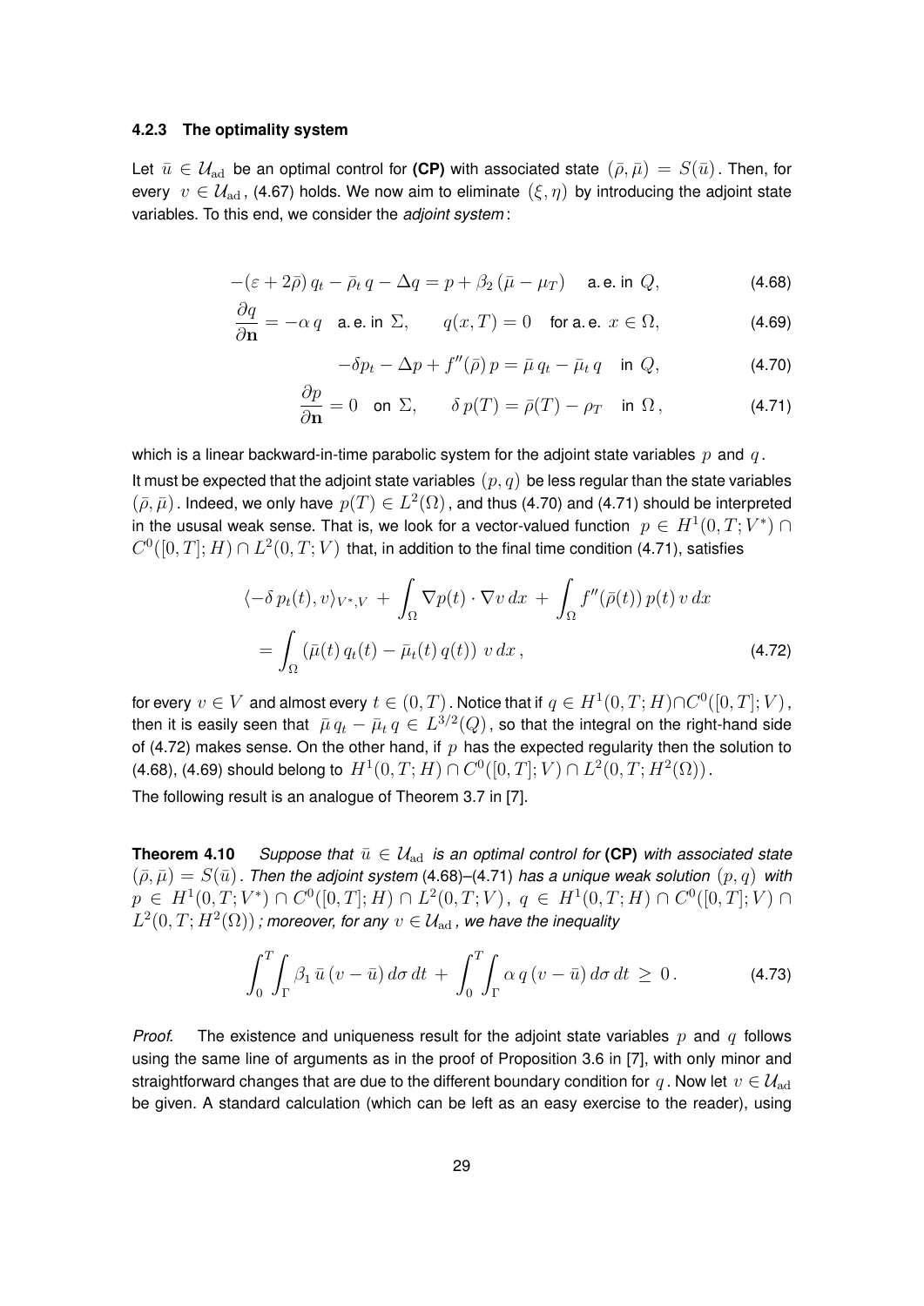#### 4.2.3 The optimality system

Let $\bar{u} \in \mathcal{U}_{\rm ad}$ be an optimal control for **(CP)** with associated state $(\bar{\rho}, \bar{\mu}) = S(\bar{u})$. Then, for every $v \in \mathcal{U}_{\rm ad}$, (4.67) holds. We now aim to eliminate $(\xi, \eta)$ by introducing the adjoint state variables. To this end, we consider the *adjoint system*:

$$-(\varepsilon + 2\bar{\rho})\, q_t - \bar{\rho}_t\, q - \Delta q = p + \beta_2\,(\bar{\mu} - \mu_T) \quad \text{a. e. in } Q, \tag{4.68}$$

$$\frac{\partial q}{\partial \mathbf{n}} = -\alpha\, q \quad \text{a. e. in } \Sigma, \qquad q(x,T) = 0 \quad \text{for a. e. } x \in \Omega, \tag{4.69}$$

$$-\delta p_t - \Delta p + f''(\bar{\rho})\, p = \bar{\mu}\, q_t - \bar{\mu}_t\, q \quad \text{in } Q, \tag{4.70}$$

$$\frac{\partial p}{\partial \mathbf{n}} = 0 \quad \text{on } \Sigma, \qquad \delta\, p(T) = \bar{\rho}(T) - \rho_T \quad \text{in } \Omega\,, \tag{4.71}$$

which is a linear backward-in-time parabolic system for the adjoint state variables $p$ and $q$.

It must be expected that the adjoint state variables $(p, q)$ be less regular than the state variables $(\bar{\rho}, \bar{\mu})$. Indeed, we only have $p(T) \in L^2(\Omega)$, and thus (4.70) and (4.71) should be interpreted in the ususal weak sense. That is, we look for a vector-valued function $p \in H^1(0,T;V^*) \cap C^0([0,T];H) \cap L^2(0,T;V)$ that, in addition to the final time condition (4.71), satisfies

$$\begin{aligned}
&\langle -\delta\, p_t(t), v \rangle_{V^*,V} \;+\; \int_\Omega \nabla p(t) \cdot \nabla v \, dx \;+\; \int_\Omega f''(\bar{\rho}(t))\, p(t)\, v \, dx \\
&= \int_\Omega \left( \bar{\mu}(t)\, q_t(t) - \bar{\mu}_t(t)\, q(t) \right)\, v \, dx\,,
\end{aligned} \tag{4.72}$$

for every $v \in V$ and almost every $t \in (0,T)$. Notice that if $q \in H^1(0,T;H) \cap C^0([0,T];V)$, then it is easily seen that $\bar{\mu}\, q_t - \bar{\mu}_t\, q \in L^{3/2}(Q)$, so that the integral on the right-hand side of (4.72) makes sense. On the other hand, if $p$ has the expected regularity then the solution to (4.68), (4.69) should belong to $H^1(0,T;H) \cap C^0([0,T];V) \cap L^2(0,T;H^2(\Omega))$.

The following result is an analogue of Theorem 3.7 in [7].

**Theorem 4.10** *Suppose that $\bar{u} \in \mathcal{U}_{\rm ad}$ is an optimal control for* **(CP)** *with associated state $(\bar{\rho}, \bar{\mu}) = S(\bar{u})$. Then the adjoint system* (4.68)–(4.71) *has a unique weak solution $(p, q)$ with $p \in H^1(0,T;V^*) \cap C^0([0,T];H) \cap L^2(0,T;V)$, $q \in H^1(0,T;H) \cap C^0([0,T];V) \cap L^2(0,T;H^2(\Omega))$; moreover, for any $v \in \mathcal{U}_{\rm ad}$, we have the inequality*

$$\int_0^T\!\!\int_\Gamma \beta_1\, \bar{u}\, (v - \bar{u})\, d\sigma\, dt \;+\; \int_0^T\!\!\int_\Gamma \alpha\, q\, (v - \bar{u})\, d\sigma\, dt \;\geq\; 0\,. \tag{4.73}$$

*Proof.* The existence and uniqueness result for the adjoint state variables $p$ and $q$ follows using the same line of arguments as in the proof of Proposition 3.6 in [7], with only minor and straightforward changes that are due to the different boundary condition for $q$. Now let $v \in \mathcal{U}_{\rm ad}$ be given. A standard calculation (which can be left as an easy exercise to the reader), using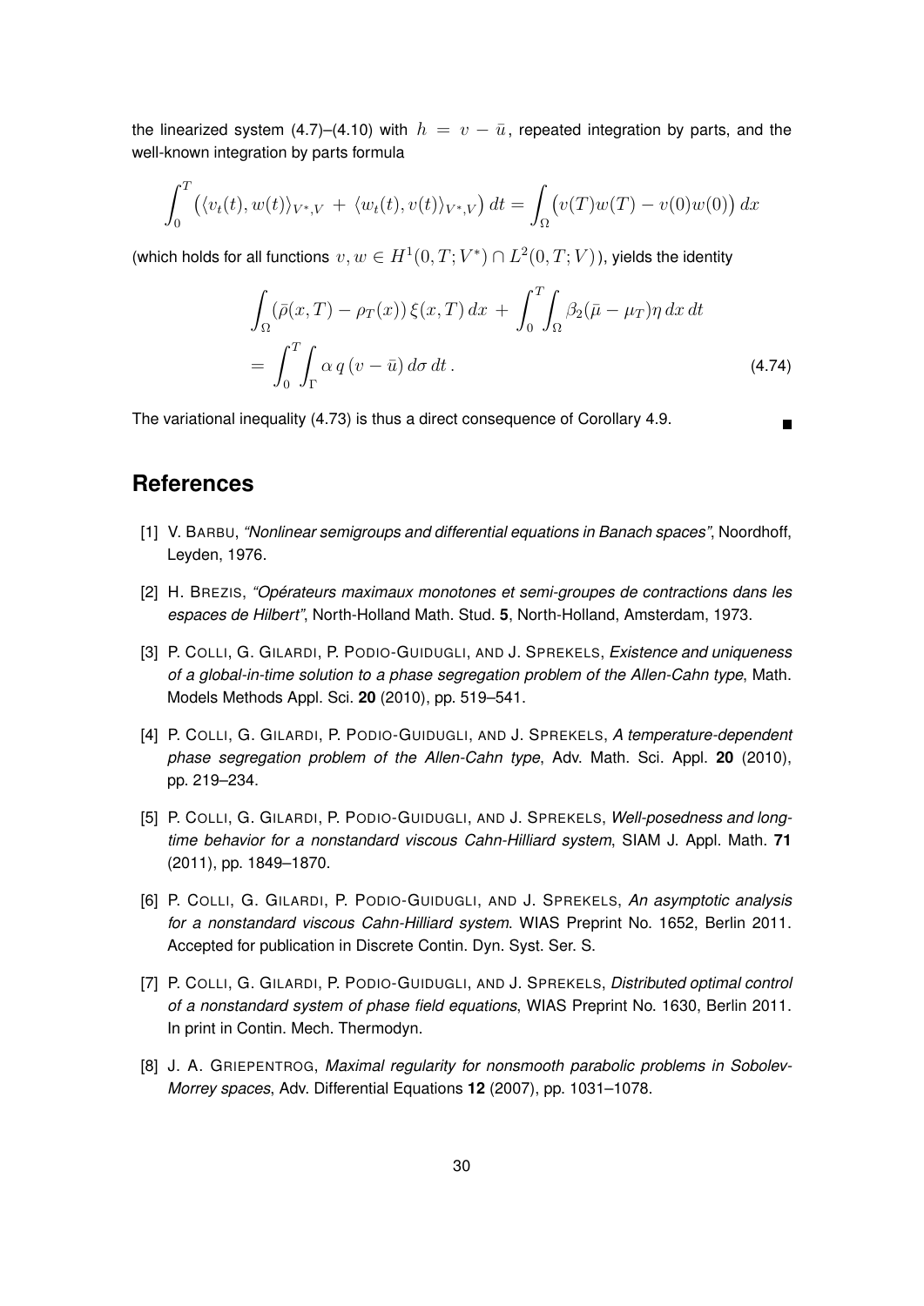the linearized system (4.7)–(4.10) with $h = v - \bar{u}$, repeated integration by parts, and the well-known integration by parts formula

$$\int_0^T \big( \langle v_t(t), w(t) \rangle_{V^*,V} + \langle w_t(t), v(t) \rangle_{V^*,V} \big)\, dt = \int_\Omega \big( v(T)w(T) - v(0)w(0) \big)\, dx$$

(which holds for all functions $v, w \in H^1(0,T;V^*) \cap L^2(0,T;V)$), yields the identity

$$\int_\Omega (\bar{\rho}(x,T) - \rho_T(x))\, \xi(x,T)\, dx + \int_0^T\!\!\int_\Omega \beta_2 (\bar{\mu} - \mu_T) \eta \, dx\, dt$$
$$= \int_0^T\!\!\int_\Gamma \alpha\, q\, (v - \bar{u})\, d\sigma\, dt\,. \tag{4.74}$$

The variational inequality (4.73) is thus a direct consequence of Corollary 4.9. ∎

## References

[1] V. Barbu, *"Nonlinear semigroups and differential equations in Banach spaces"*, Noordhoff, Leyden, 1976.

[2] H. Brezis, *"Opérateurs maximaux monotones et semi-groupes de contractions dans les espaces de Hilbert"*, North-Holland Math. Stud. **5**, North-Holland, Amsterdam, 1973.

[3] P. Colli, G. Gilardi, P. Podio-Guidugli, and J. Sprekels, *Existence and uniqueness of a global-in-time solution to a phase segregation problem of the Allen-Cahn type*, Math. Models Methods Appl. Sci. **20** (2010), pp. 519–541.

[4] P. Colli, G. Gilardi, P. Podio-Guidugli, and J. Sprekels, *A temperature-dependent phase segregation problem of the Allen-Cahn type*, Adv. Math. Sci. Appl. **20** (2010), pp. 219–234.

[5] P. Colli, G. Gilardi, P. Podio-Guidugli, and J. Sprekels, *Well-posedness and long-time behavior for a nonstandard viscous Cahn-Hilliard system*, SIAM J. Appl. Math. **71** (2011), pp. 1849–1870.

[6] P. Colli, G. Gilardi, P. Podio-Guidugli, and J. Sprekels, *An asymptotic analysis for a nonstandard viscous Cahn-Hilliard system*. WIAS Preprint No. 1652, Berlin 2011. Accepted for publication in Discrete Contin. Dyn. Syst. Ser. S.

[7] P. Colli, G. Gilardi, P. Podio-Guidugli, and J. Sprekels, *Distributed optimal control of a nonstandard system of phase field equations*, WIAS Preprint No. 1630, Berlin 2011. In print in Contin. Mech. Thermodyn.

[8] J. A. Griepentrog, *Maximal regularity for nonsmooth parabolic problems in Sobolev-Morrey spaces*, Adv. Differential Equations **12** (2007), pp. 1031–1078.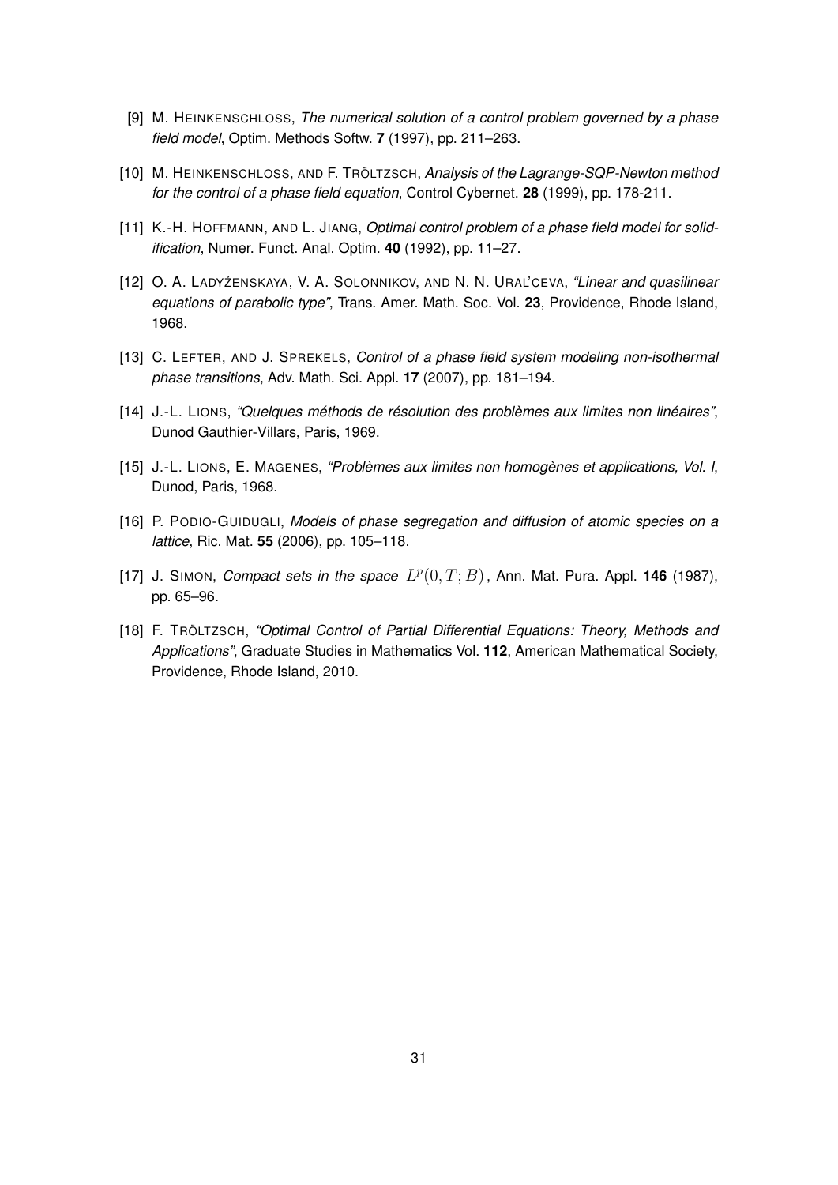[9] M. HEINKENSCHLOSS, *The numerical solution of a control problem governed by a phase field model*, Optim. Methods Softw. **7** (1997), pp. 211–263.

[10] M. HEINKENSCHLOSS, AND F. TRÖLTZSCH, *Analysis of the Lagrange-SQP-Newton method for the control of a phase field equation*, Control Cybernet. **28** (1999), pp. 178-211.

[11] K.-H. HOFFMANN, AND L. JIANG, *Optimal control problem of a phase field model for solidification*, Numer. Funct. Anal. Optim. **40** (1992), pp. 11–27.

[12] O. A. LADYŽENSKAYA, V. A. SOLONNIKOV, AND N. N. URAL'CEVA, *"Linear and quasilinear equations of parabolic type"*, Trans. Amer. Math. Soc. Vol. **23**, Providence, Rhode Island, 1968.

[13] C. LEFTER, AND J. SPREKELS, *Control of a phase field system modeling non-isothermal phase transitions*, Adv. Math. Sci. Appl. **17** (2007), pp. 181–194.

[14] J.-L. LIONS, *"Quelques méthodes de résolution des problèmes aux limites non linéaires"*, Dunod Gauthier-Villars, Paris, 1969.

[15] J.-L. LIONS, E. MAGENES, *"Problèmes aux limites non homogènes et applications, Vol. I*, Dunod, Paris, 1968.

[16] P. PODIO-GUIDUGLI, *Models of phase segregation and diffusion of atomic species on a lattice*, Ric. Mat. **55** (2006), pp. 105–118.

[17] J. SIMON, *Compact sets in the space $L^p(0,T;B)$*, Ann. Mat. Pura. Appl. **146** (1987), pp. 65–96.

[18] F. TRÖLTZSCH, *"Optimal Control of Partial Differential Equations: Theory, Methods and Applications"*, Graduate Studies in Mathematics Vol. **112**, American Mathematical Society, Providence, Rhode Island, 2010.